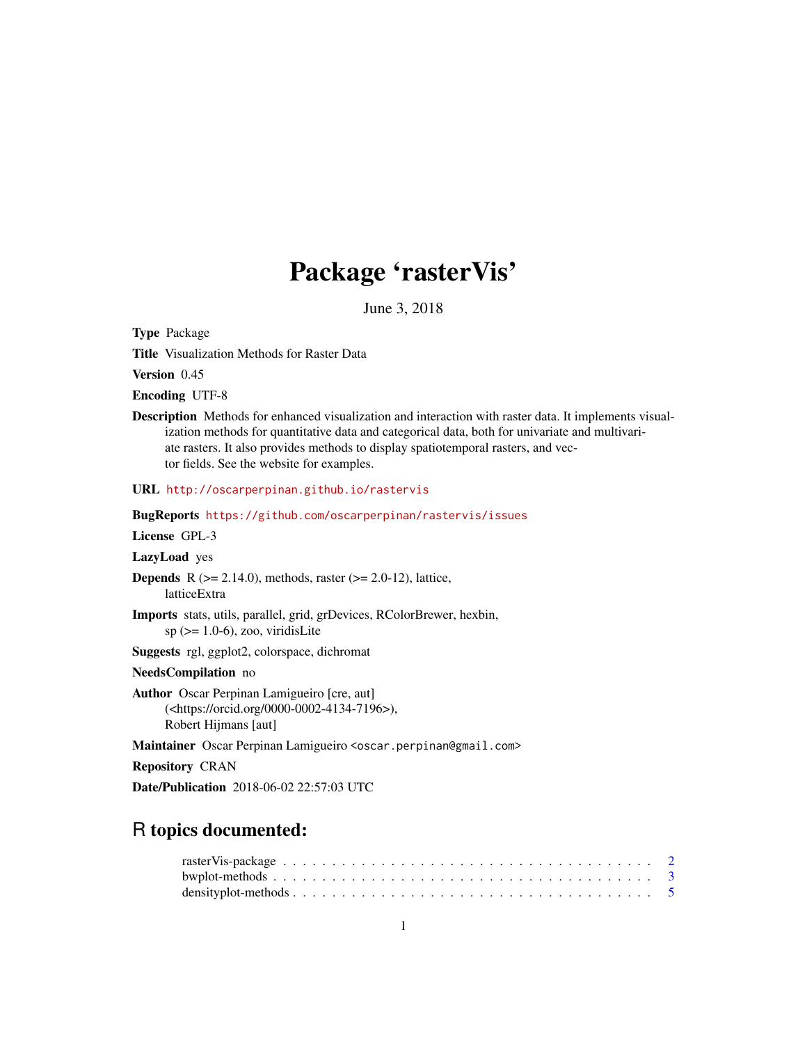# Package 'rasterVis'

June 3, 2018

**Type** Package

**Title** Visualization Methods for Raster Data

**Version** 0.45

**Encoding** UTF-8

**Description** Methods for enhanced visualization and interaction with raster data. It implements visualization methods for quantitative data and categorical data, both for univariate and multivariate rasters. It also provides methods to display spatiotemporal rasters, and vector fields. See the website for examples.

**URL** http://oscarperpinan.github.io/rastervis

**BugReports** https://github.com/oscarperpinan/rastervis/issues

**License** GPL-3

**LazyLoad** yes

**Depends** R (>= 2.14.0), methods, raster (>= 2.0-12), lattice, latticeExtra

**Imports** stats, utils, parallel, grid, grDevices, RColorBrewer, hexbin, sp (>= 1.0-6), zoo, viridisLite

**Suggests** rgl, ggplot2, colorspace, dichromat

**NeedsCompilation** no

**Author** Oscar Perpinan Lamigueiro [cre, aut] (<https://orcid.org/0000-0002-4134-7196>), Robert Hijmans [aut]

**Maintainer** Oscar Perpinan Lamigueiro <oscar.perpinan@gmail.com>

**Repository** CRAN

**Date/Publication** 2018-06-02 22:57:03 UTC

## R topics documented:

rasterVis-package . . . . . . . . . . . . . . . . . . . . . . . . . . . . . . . . . . . 2
bwplot-methods . . . . . . . . . . . . . . . . . . . . . . . . . . . . . . . . . . . . 3
densityplot-methods . . . . . . . . . . . . . . . . . . . . . . . . . . . . . . . . . . 5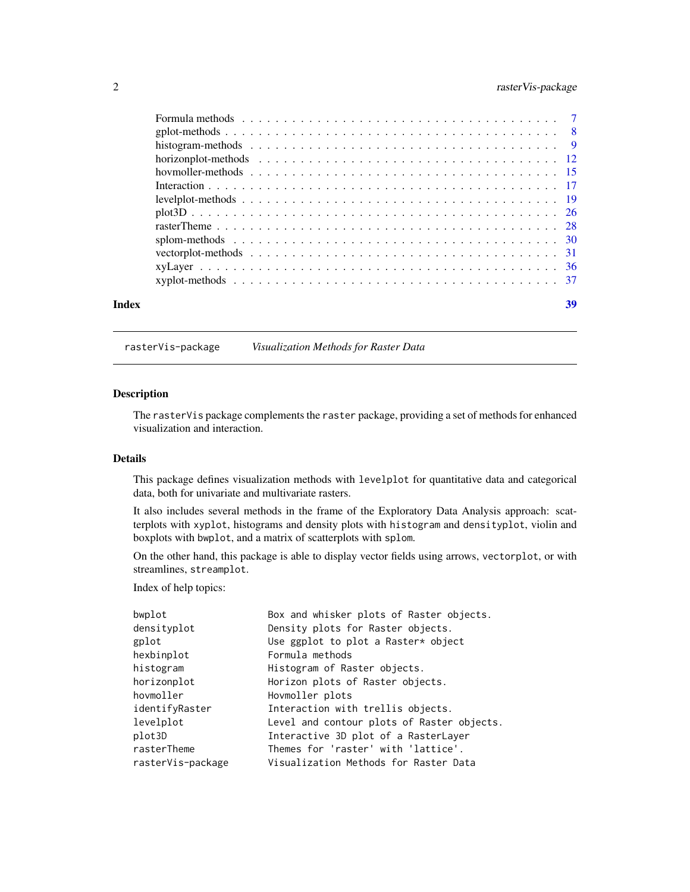Formula methods . . . . . . . . . . . . . . . . . . . . . . . . . . . . . . . . . . . . . 7
gplot-methods . . . . . . . . . . . . . . . . . . . . . . . . . . . . . . . . . . . . . . 8
histogram-methods . . . . . . . . . . . . . . . . . . . . . . . . . . . . . . . . . . . . 9
horizonplot-methods . . . . . . . . . . . . . . . . . . . . . . . . . . . . . . . . . . . 12
hovmoller-methods . . . . . . . . . . . . . . . . . . . . . . . . . . . . . . . . . . . . 15
Interaction . . . . . . . . . . . . . . . . . . . . . . . . . . . . . . . . . . . . . . . . 17
levelplot-methods . . . . . . . . . . . . . . . . . . . . . . . . . . . . . . . . . . . . 19
plot3D . . . . . . . . . . . . . . . . . . . . . . . . . . . . . . . . . . . . . . . . . . 26
rasterTheme . . . . . . . . . . . . . . . . . . . . . . . . . . . . . . . . . . . . . . . 28
splom-methods . . . . . . . . . . . . . . . . . . . . . . . . . . . . . . . . . . . . . . 30
vectorplot-methods . . . . . . . . . . . . . . . . . . . . . . . . . . . . . . . . . . . 31
xyLayer . . . . . . . . . . . . . . . . . . . . . . . . . . . . . . . . . . . . . . . . . 36
xyplot-methods . . . . . . . . . . . . . . . . . . . . . . . . . . . . . . . . . . . . . 37

**Index** **39**

---

`rasterVis-package` *Visualization Methods for Raster Data*

---

### Description

The `rasterVis` package complements the `raster` package, providing a set of methods for enhanced visualization and interaction.

### Details

This package defines visualization methods with `levelplot` for quantitative data and categorical data, both for univariate and multivariate rasters.

It also includes several methods in the frame of the Exploratory Data Analysis approach: scatterplots with `xyplot`, histograms and density plots with `histogram` and `densityplot`, violin and boxplots with `bwplot`, and a matrix of scatterplots with `splom`.

On the other hand, this package is able to display vector fields using arrows, `vectorplot`, or with streamlines, `streamplot`.

Index of help topics:

```
bwplot                  Box and whisker plots of Raster objects.
densityplot             Density plots for Raster objects.
gplot                   Use ggplot to plot a Raster* object
hexbinplot              Formula methods
histogram               Histogram of Raster objects.
horizonplot             Horizon plots of Raster objects.
hovmoller               Hovmoller plots
identifyRaster          Interaction with trellis objects.
levelplot               Level and contour plots of Raster objects.
plot3D                  Interactive 3D plot of a RasterLayer
rasterTheme             Themes for 'raster' with 'lattice'.
rasterVis-package       Visualization Methods for Raster Data
```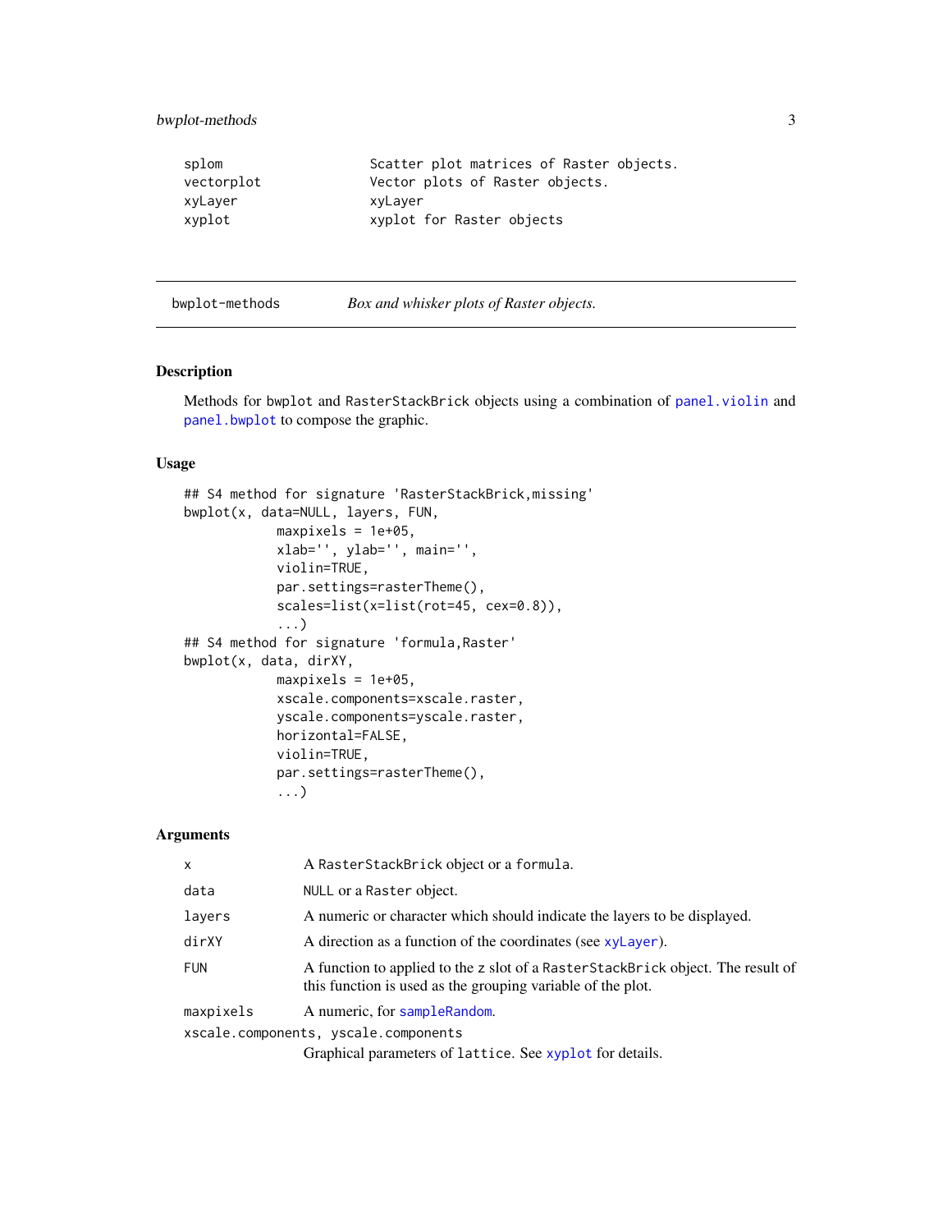```
splom                   Scatter plot matrices of Raster objects.
vectorplot              Vector plots of Raster objects.
xyLayer                 xyLayer
xyplot                  xyplot for Raster objects
```

## bwplot-methods — *Box and whisker plots of Raster objects.*

### Description

Methods for `bwplot` and `RasterStackBrick` objects using a combination of `panel.violin` and `panel.bwplot` to compose the graphic.

### Usage

```
## S4 method for signature 'RasterStackBrick,missing'
bwplot(x, data=NULL, layers, FUN,
            maxpixels = 1e+05,
            xlab='', ylab='', main='',
            violin=TRUE,
            par.settings=rasterTheme(),
            scales=list(x=list(rot=45, cex=0.8)),
            ...)
## S4 method for signature 'formula,Raster'
bwplot(x, data, dirXY,
            maxpixels = 1e+05,
            xscale.components=xscale.raster,
            yscale.components=yscale.raster,
            horizontal=FALSE,
            violin=TRUE,
            par.settings=rasterTheme(),
            ...)
```

### Arguments

| | |
|---|---|
| `x` | A `RasterStackBrick` object or a `formula`. |
| `data` | `NULL` or a `Raster` object. |
| `layers` | A numeric or character which should indicate the layers to be displayed. |
| `dirXY` | A direction as a function of the coordinates (see `xyLayer`). |
| `FUN` | A function to applied to the z slot of a `RasterStackBrick` object. The result of this function is used as the grouping variable of the plot. |
| `maxpixels` | A numeric, for `sampleRandom`. |
| `xscale.components, yscale.components` | Graphical parameters of `lattice`. See `xyplot` for details. |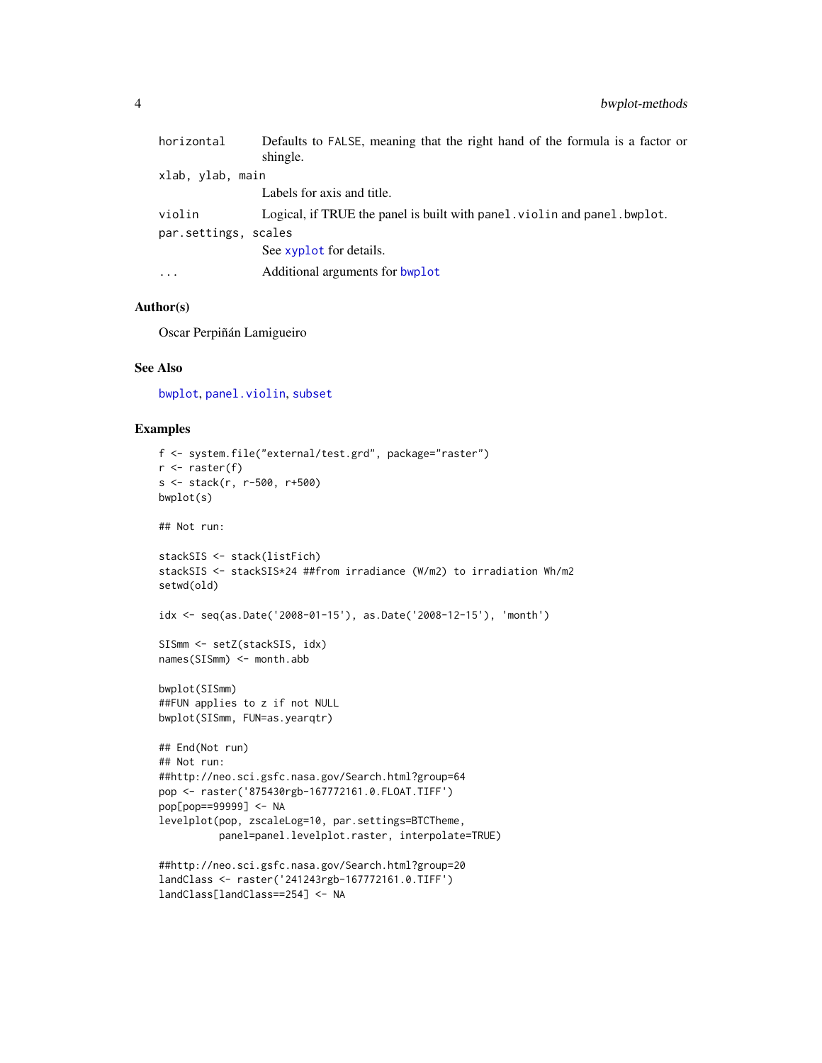| | |
|---|---|
| horizontal | Defaults to FALSE, meaning that the right hand of the formula is a factor or shingle. |
| xlab, ylab, main | Labels for axis and title. |
| violin | Logical, if TRUE the panel is built with panel.violin and panel.bwplot. |
| par.settings, scales | See xyplot for details. |
| ... | Additional arguments for bwplot |

## Author(s)

Oscar Perpiñán Lamigueiro

## See Also

bwplot, panel.violin, subset

## Examples

```
f <- system.file("external/test.grd", package="raster")
r <- raster(f)
s <- stack(r, r-500, r+500)
bwplot(s)

## Not run:

stackSIS <- stack(listFich)
stackSIS <- stackSIS*24 ##from irradiance (W/m2) to irradiation Wh/m2
setwd(old)

idx <- seq(as.Date('2008-01-15'), as.Date('2008-12-15'), 'month')

SISmm <- setZ(stackSIS, idx)
names(SISmm) <- month.abb

bwplot(SISmm)
##FUN applies to z if not NULL
bwplot(SISmm, FUN=as.yearqtr)

## End(Not run)
## Not run:
##http://neo.sci.gsfc.nasa.gov/Search.html?group=64
pop <- raster('875430rgb-167772161.0.FLOAT.TIFF')
pop[pop==99999] <- NA
levelplot(pop, zscaleLog=10, par.settings=BTCTheme,
          panel=panel.levelplot.raster, interpolate=TRUE)

##http://neo.sci.gsfc.nasa.gov/Search.html?group=20
landClass <- raster('241243rgb-167772161.0.TIFF')
landClass[landClass==254] <- NA
```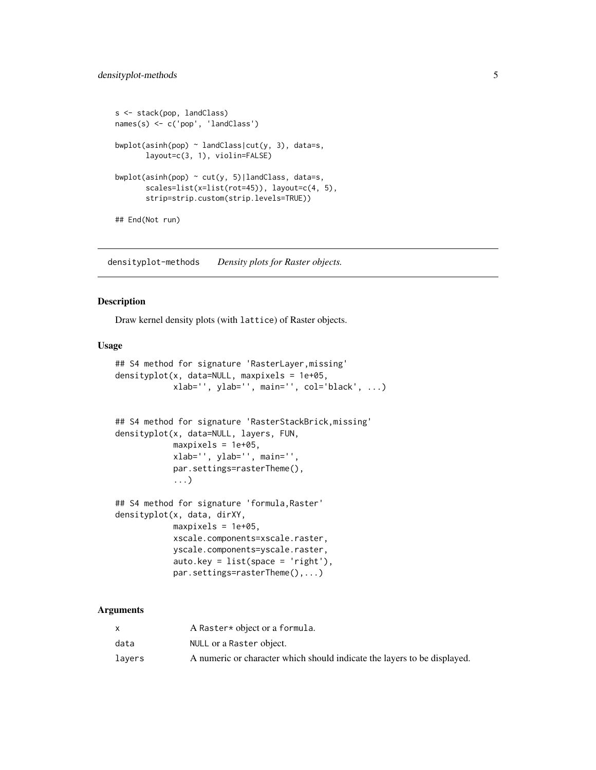```r
s <- stack(pop, landClass)
names(s) <- c('pop', 'landClass')

bwplot(asinh(pop) ~ landClass|cut(y, 3), data=s,
       layout=c(3, 1), violin=FALSE)

bwplot(asinh(pop) ~ cut(y, 5)|landClass, data=s,
       scales=list(x=list(rot=45)), layout=c(4, 5),
       strip=strip.custom(strip.levels=TRUE))

## End(Not run)
```

## densityplot-methods *Density plots for Raster objects.*

### Description

Draw kernel density plots (with `lattice`) of Raster objects.

### Usage

```r
## S4 method for signature 'RasterLayer,missing'
densityplot(x, data=NULL, maxpixels = 1e+05,
            xlab='', ylab='', main='', col='black', ...)


## S4 method for signature 'RasterStackBrick,missing'
densityplot(x, data=NULL, layers, FUN,
            maxpixels = 1e+05,
            xlab='', ylab='', main='',
            par.settings=rasterTheme(),
            ...)

## S4 method for signature 'formula,Raster'
densityplot(x, data, dirXY,
            maxpixels = 1e+05,
            xscale.components=xscale.raster,
            yscale.components=yscale.raster,
            auto.key = list(space = 'right'),
            par.settings=rasterTheme(),...)
```

### Arguments

| | |
|---|---|
| x | A `Raster*` object or a `formula`. |
| data | `NULL` or a `Raster` object. |
| layers | A numeric or character which should indicate the layers to be displayed. |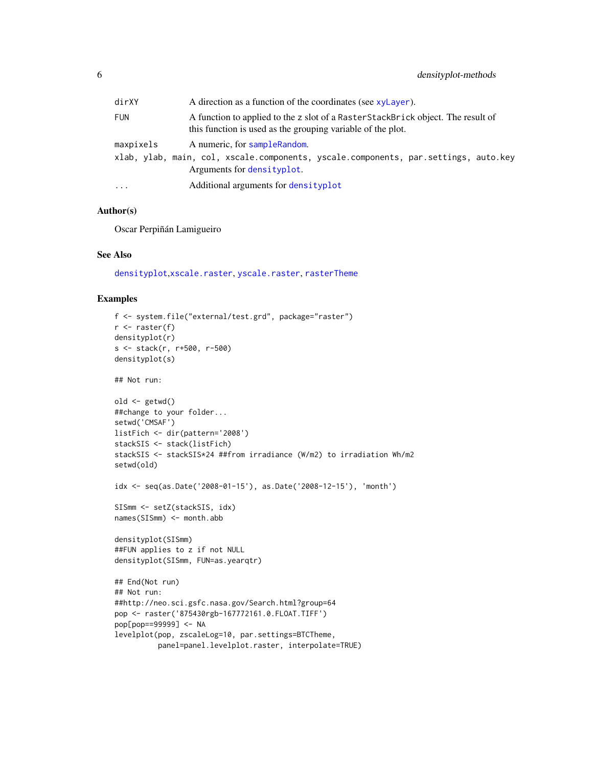| | |
|---|---|
| dirXY | A direction as a function of the coordinates (see xyLayer). |
| FUN | A function to applied to the z slot of a RasterStackBrick object. The result of this function is used as the grouping variable of the plot. |
| maxpixels | A numeric, for sampleRandom. |
| xlab, ylab, main, col, xscale.components, yscale.components, par.settings, auto.key | Arguments for densityplot. |
| ... | Additional arguments for densityplot |

### Author(s)

Oscar Perpiñán Lamigueiro

### See Also

densityplot,xscale.raster, yscale.raster, rasterTheme

### Examples

```
f <- system.file("external/test.grd", package="raster")
r <- raster(f)
densityplot(r)
s <- stack(r, r+500, r-500)
densityplot(s)

## Not run:

old <- getwd()
##change to your folder...
setwd('CMSAF')
listFich <- dir(pattern='2008')
stackSIS <- stack(listFich)
stackSIS <- stackSIS*24 ##from irradiance (W/m2) to irradiation Wh/m2
setwd(old)

idx <- seq(as.Date('2008-01-15'), as.Date('2008-12-15'), 'month')

SISmm <- setZ(stackSIS, idx)
names(SISmm) <- month.abb

densityplot(SISmm)
##FUN applies to z if not NULL
densityplot(SISmm, FUN=as.yearqtr)

## End(Not run)
## Not run:
##http://neo.sci.gsfc.nasa.gov/Search.html?group=64
pop <- raster('875430rgb-167772161.0.FLOAT.TIFF')
pop[pop==99999] <- NA
levelplot(pop, zscaleLog=10, par.settings=BTCTheme,
          panel=panel.levelplot.raster, interpolate=TRUE)
```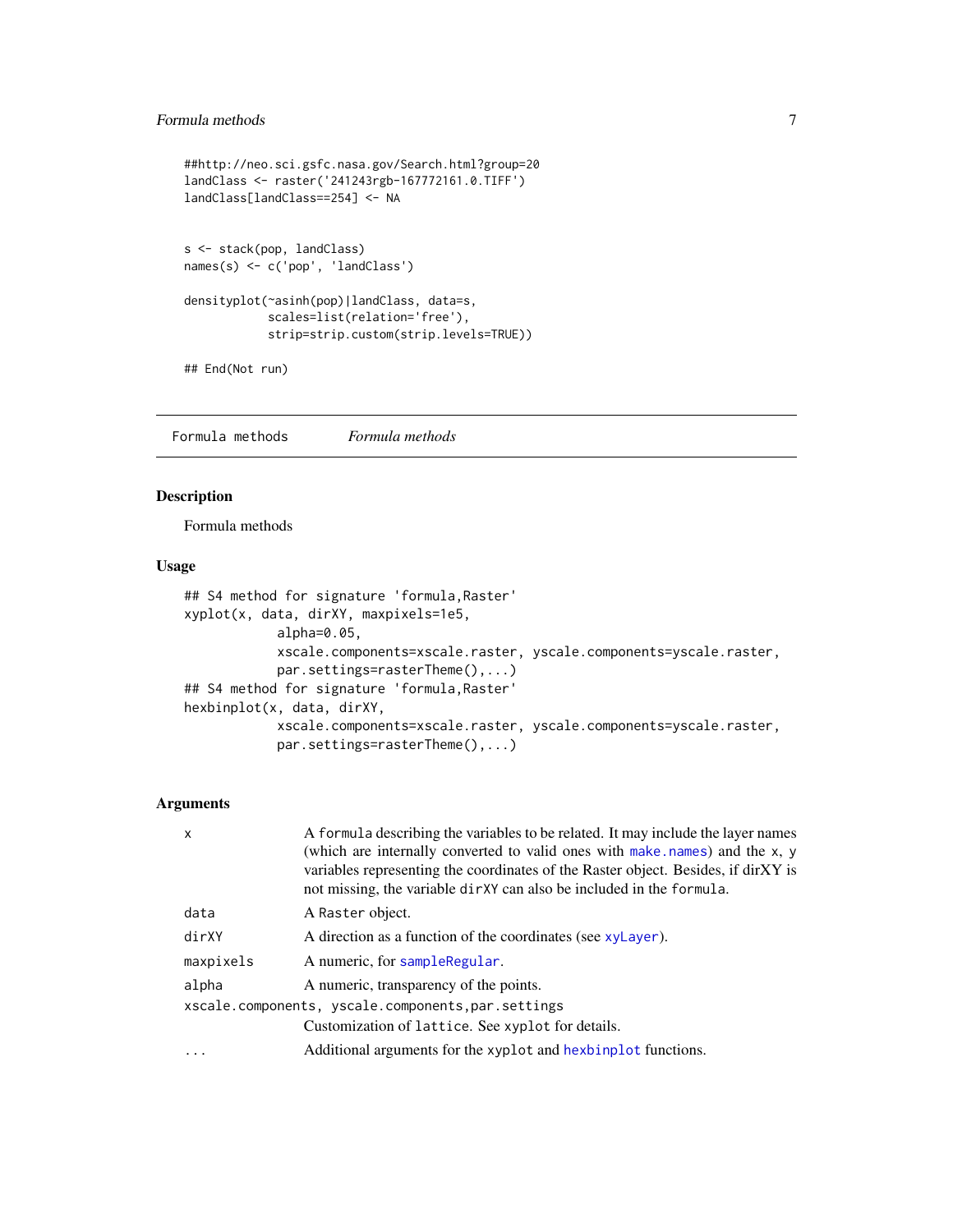```
##http://neo.sci.gsfc.nasa.gov/Search.html?group=20
landClass <- raster('241243rgb-167772161.0.TIFF')
landClass[landClass==254] <- NA


s <- stack(pop, landClass)
names(s) <- c('pop', 'landClass')

densityplot(~asinh(pop)|landClass, data=s,
            scales=list(relation='free'),
            strip=strip.custom(strip.levels=TRUE))

## End(Not run)
```

---

`Formula methods` *Formula methods*

---

### Description

Formula methods

### Usage

```
## S4 method for signature 'formula,Raster'
xyplot(x, data, dirXY, maxpixels=1e5,
             alpha=0.05,
             xscale.components=xscale.raster, yscale.components=yscale.raster,
             par.settings=rasterTheme(),...)
## S4 method for signature 'formula,Raster'
hexbinplot(x, data, dirXY,
             xscale.components=xscale.raster, yscale.components=yscale.raster,
             par.settings=rasterTheme(),...)
```

### Arguments

- `x` — A `formula` describing the variables to be related. It may include the layer names (which are internally converted to valid ones with `make.names`) and the `x`, `y` variables representing the coordinates of the Raster object. Besides, if dirXY is not missing, the variable `dirXY` can also be included in the `formula`.
- `data` — A `Raster` object.
- `dirXY` — A direction as a function of the coordinates (see `xyLayer`).
- `maxpixels` — A numeric, for `sampleRegular`.
- `alpha` — A numeric, transparency of the points.
- `xscale.components, yscale.components,par.settings` — Customization of `lattice`. See `xyplot` for details.
- `...` — Additional arguments for the `xyplot` and `hexbinplot` functions.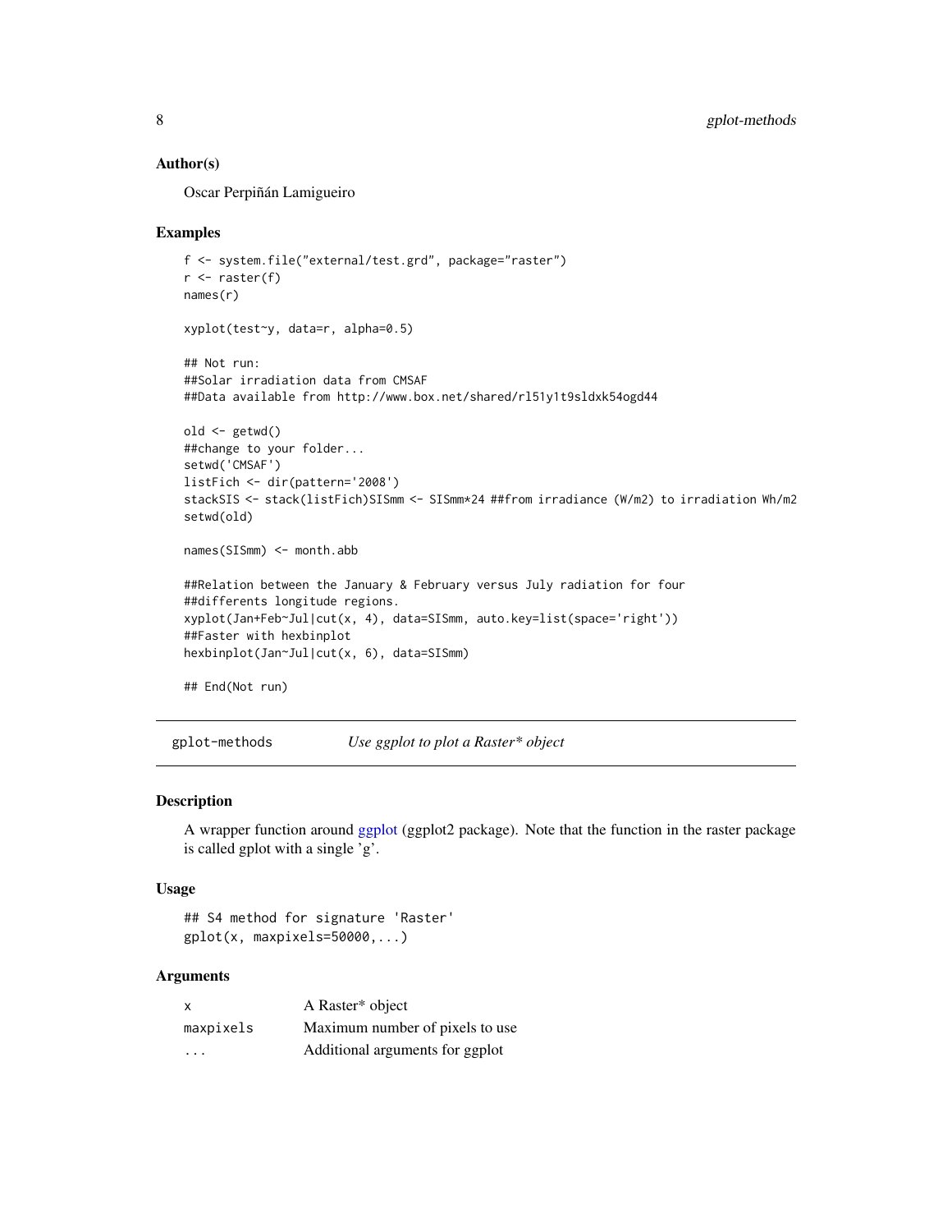### Author(s)

Oscar Perpiñán Lamigueiro

### Examples

```
f <- system.file("external/test.grd", package="raster")
r <- raster(f)
names(r)

xyplot(test~y, data=r, alpha=0.5)

## Not run:
##Solar irradiation data from CMSAF
##Data available from http://www.box.net/shared/rl51y1t9sldxk54ogd44

old <- getwd()
##change to your folder...
setwd('CMSAF')
listFich <- dir(pattern='2008')
stackSIS <- stack(listFich)SISmm <- SISmm*24 ##from irradiance (W/m2) to irradiation Wh/m2
setwd(old)

names(SISmm) <- month.abb

##Relation between the January & February versus July radiation for four
##differents longitude regions.
xyplot(Jan+Feb~Jul|cut(x, 4), data=SISmm, auto.key=list(space='right'))
##Faster with hexbinplot
hexbinplot(Jan~Jul|cut(x, 6), data=SISmm)

## End(Not run)
```

## gplot-methods — *Use ggplot to plot a Raster\* object*

### Description

A wrapper function around ggplot (ggplot2 package). Note that the function in the raster package is called gplot with a single 'g'.

### Usage

```
## S4 method for signature 'Raster'
gplot(x, maxpixels=50000,...)
```

### Arguments

| | |
|---|---|
| `x` | A Raster* object |
| `maxpixels` | Maximum number of pixels to use |
| `...` | Additional arguments for ggplot |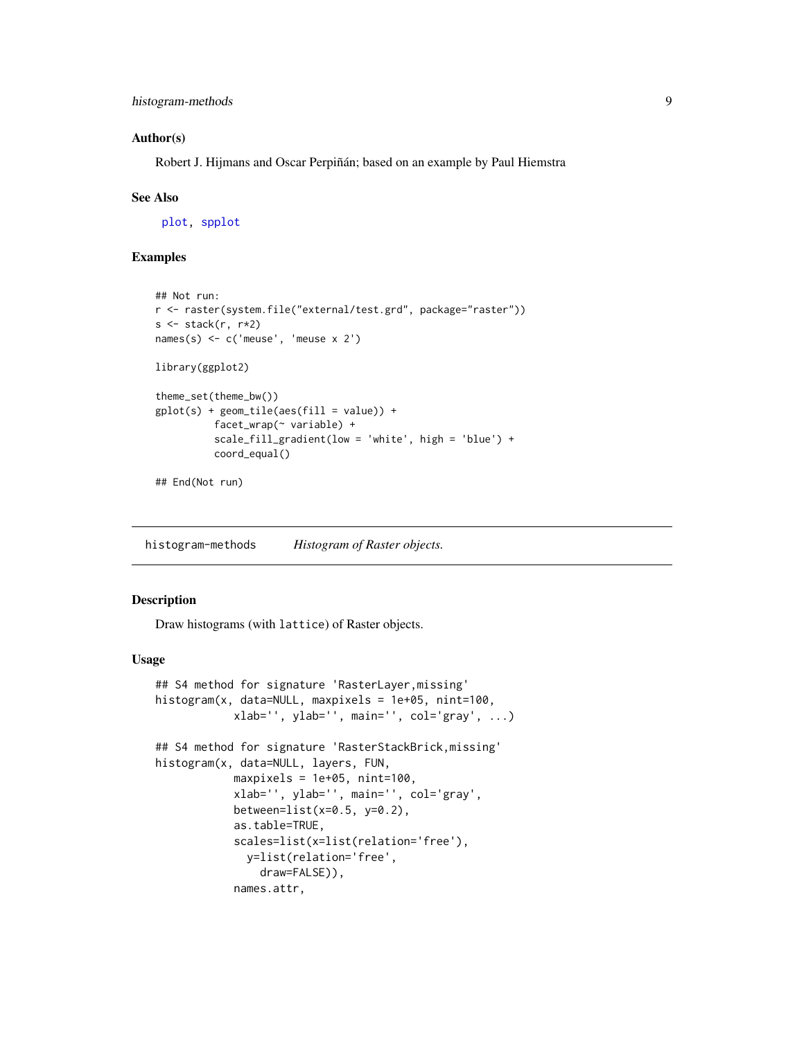### Author(s)

Robert J. Hijmans and Oscar Perpiñán; based on an example by Paul Hiemstra

### See Also

plot, spplot

### Examples

```
## Not run:
r <- raster(system.file("external/test.grd", package="raster"))
s <- stack(r, r*2)
names(s) <- c('meuse', 'meuse x 2')

library(ggplot2)

theme_set(theme_bw())
gplot(s) + geom_tile(aes(fill = value)) +
          facet_wrap(~ variable) +
          scale_fill_gradient(low = 'white', high = 'blue') +
          coord_equal()

## End(Not run)
```

---

## histogram-methods    *Histogram of Raster objects.*

---

### Description

Draw histograms (with lattice) of Raster objects.

### Usage

```
## S4 method for signature 'RasterLayer,missing'
histogram(x, data=NULL, maxpixels = 1e+05, nint=100,
            xlab='', ylab='', main='', col='gray', ...)

## S4 method for signature 'RasterStackBrick,missing'
histogram(x, data=NULL, layers, FUN,
            maxpixels = 1e+05, nint=100,
            xlab='', ylab='', main='', col='gray',
            between=list(x=0.5, y=0.2),
            as.table=TRUE,
            scales=list(x=list(relation='free'),
              y=list(relation='free',
                draw=FALSE)),
            names.attr,
```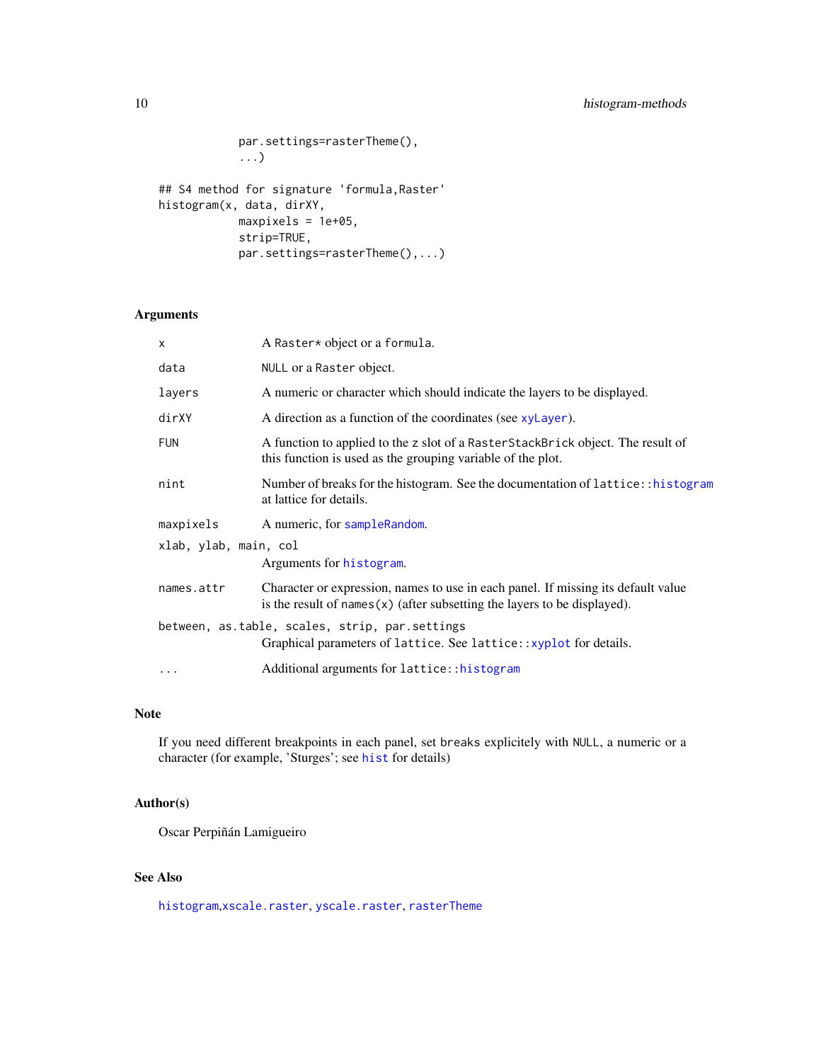```
            par.settings=rasterTheme(),
            ...)

## S4 method for signature 'formula,Raster'
histogram(x, data, dirXY,
            maxpixels = 1e+05,
            strip=TRUE,
            par.settings=rasterTheme(),...)
```

## Arguments

| | |
|---|---|
| `x` | A `Raster*` object or a `formula`. |
| `data` | `NULL` or a `Raster` object. |
| `layers` | A numeric or character which should indicate the layers to be displayed. |
| `dirXY` | A direction as a function of the coordinates (see `xyLayer`). |
| `FUN` | A function to applied to the `z` slot of a `RasterStackBrick` object. The result of this function is used as the grouping variable of the plot. |
| `nint` | Number of breaks for the histogram. See the documentation of `lattice::histogram` at lattice for details. |
| `maxpixels` | A numeric, for `sampleRandom`. |
| `xlab, ylab, main, col` | Arguments for `histogram`. |
| `names.attr` | Character or expression, names to use in each panel. If missing its default value is the result of `names(x)` (after subsetting the layers to be displayed). |
| `between, as.table, scales, strip, par.settings` | Graphical parameters of `lattice`. See `lattice::xyplot` for details. |
| `...` | Additional arguments for `lattice::histogram` |

## Note

If you need different breakpoints in each panel, set `breaks` explicitely with `NULL`, a numeric or a character (for example, 'Sturges'; see `hist` for details)

## Author(s)

Oscar Perpiñán Lamigueiro

## See Also

`histogram`,`xscale.raster`, `yscale.raster`, `rasterTheme`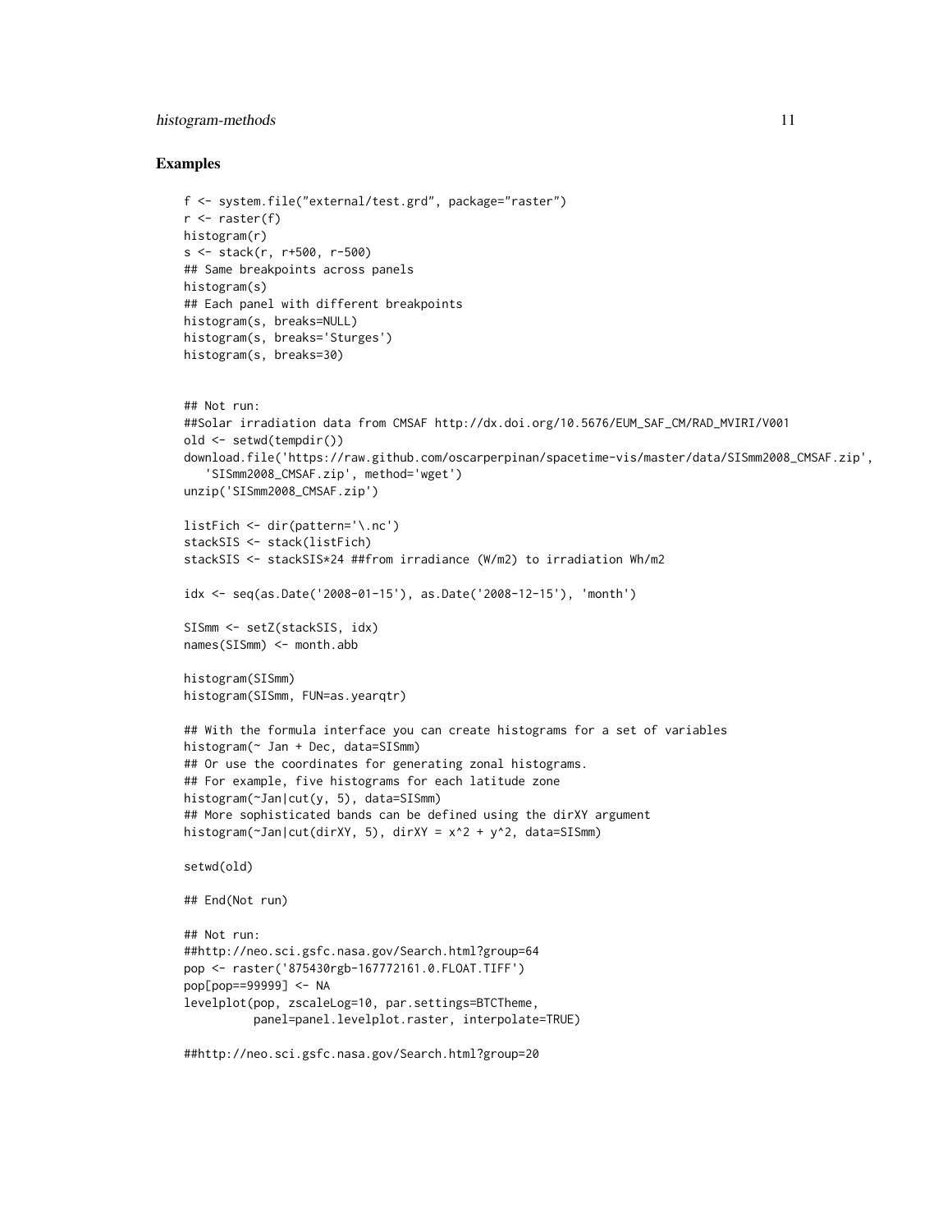## Examples

```
f <- system.file("external/test.grd", package="raster")
r <- raster(f)
histogram(r)
s <- stack(r, r+500, r-500)
## Same breakpoints across panels
histogram(s)
## Each panel with different breakpoints
histogram(s, breaks=NULL)
histogram(s, breaks='Sturges')
histogram(s, breaks=30)


## Not run:
##Solar irradiation data from CMSAF http://dx.doi.org/10.5676/EUM_SAF_CM/RAD_MVIRI/V001
old <- setwd(tempdir())
download.file('https://raw.github.com/oscarperpinan/spacetime-vis/master/data/SISmm2008_CMSAF.zip',
   'SISmm2008_CMSAF.zip', method='wget')
unzip('SISmm2008_CMSAF.zip')

listFich <- dir(pattern='\.nc')
stackSIS <- stack(listFich)
stackSIS <- stackSIS*24 ##from irradiance (W/m2) to irradiation Wh/m2

idx <- seq(as.Date('2008-01-15'), as.Date('2008-12-15'), 'month')

SISmm <- setZ(stackSIS, idx)
names(SISmm) <- month.abb

histogram(SISmm)
histogram(SISmm, FUN=as.yearqtr)

## With the formula interface you can create histograms for a set of variables
histogram(~ Jan + Dec, data=SISmm)
## Or use the coordinates for generating zonal histograms.
## For example, five histograms for each latitude zone
histogram(~Jan|cut(y, 5), data=SISmm)
## More sophisticated bands can be defined using the dirXY argument
histogram(~Jan|cut(dirXY, 5), dirXY = x^2 + y^2, data=SISmm)

setwd(old)

## End(Not run)

## Not run:
##http://neo.sci.gsfc.nasa.gov/Search.html?group=64
pop <- raster('875430rgb-167772161.0.FLOAT.TIFF')
pop[pop==99999] <- NA
levelplot(pop, zscaleLog=10, par.settings=BTCTheme,
          panel=panel.levelplot.raster, interpolate=TRUE)

##http://neo.sci.gsfc.nasa.gov/Search.html?group=20
```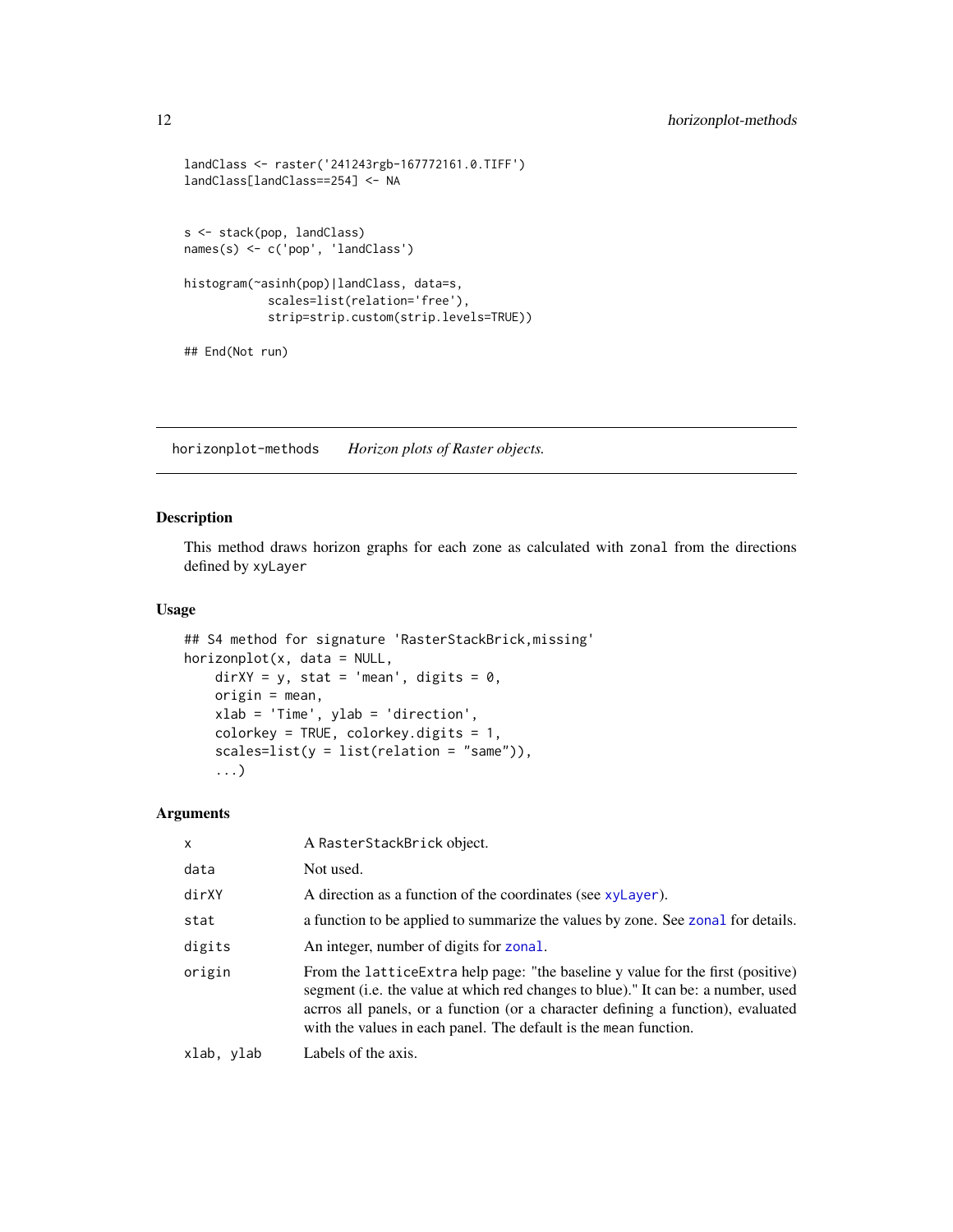```
landClass <- raster('241243rgb-167772161.0.TIFF')
landClass[landClass==254] <- NA


s <- stack(pop, landClass)
names(s) <- c('pop', 'landClass')

histogram(~asinh(pop)|landClass, data=s,
            scales=list(relation='free'),
            strip=strip.custom(strip.levels=TRUE))

## End(Not run)
```

---

## horizonplot-methods    *Horizon plots of Raster objects.*

---

### Description

This method draws horizon graphs for each zone as calculated with zonal from the directions defined by xyLayer

### Usage

```
## S4 method for signature 'RasterStackBrick,missing'
horizonplot(x, data = NULL,
    dirXY = y, stat = 'mean', digits = 0,
    origin = mean,
    xlab = 'Time', ylab = 'direction',
    colorkey = TRUE, colorkey.digits = 1,
    scales=list(y = list(relation = "same")),
    ...)
```

### Arguments

| | |
|---|---|
| x | A RasterStackBrick object. |
| data | Not used. |
| dirXY | A direction as a function of the coordinates (see xyLayer). |
| stat | a function to be applied to summarize the values by zone. See zonal for details. |
| digits | An integer, number of digits for zonal. |
| origin | From the latticeExtra help page: "the baseline y value for the first (positive) segment (i.e. the value at which red changes to blue)." It can be: a number, used acrros all panels, or a function (or a character defining a function), evaluated with the values in each panel. The default is the mean function. |
| xlab, ylab | Labels of the axis. |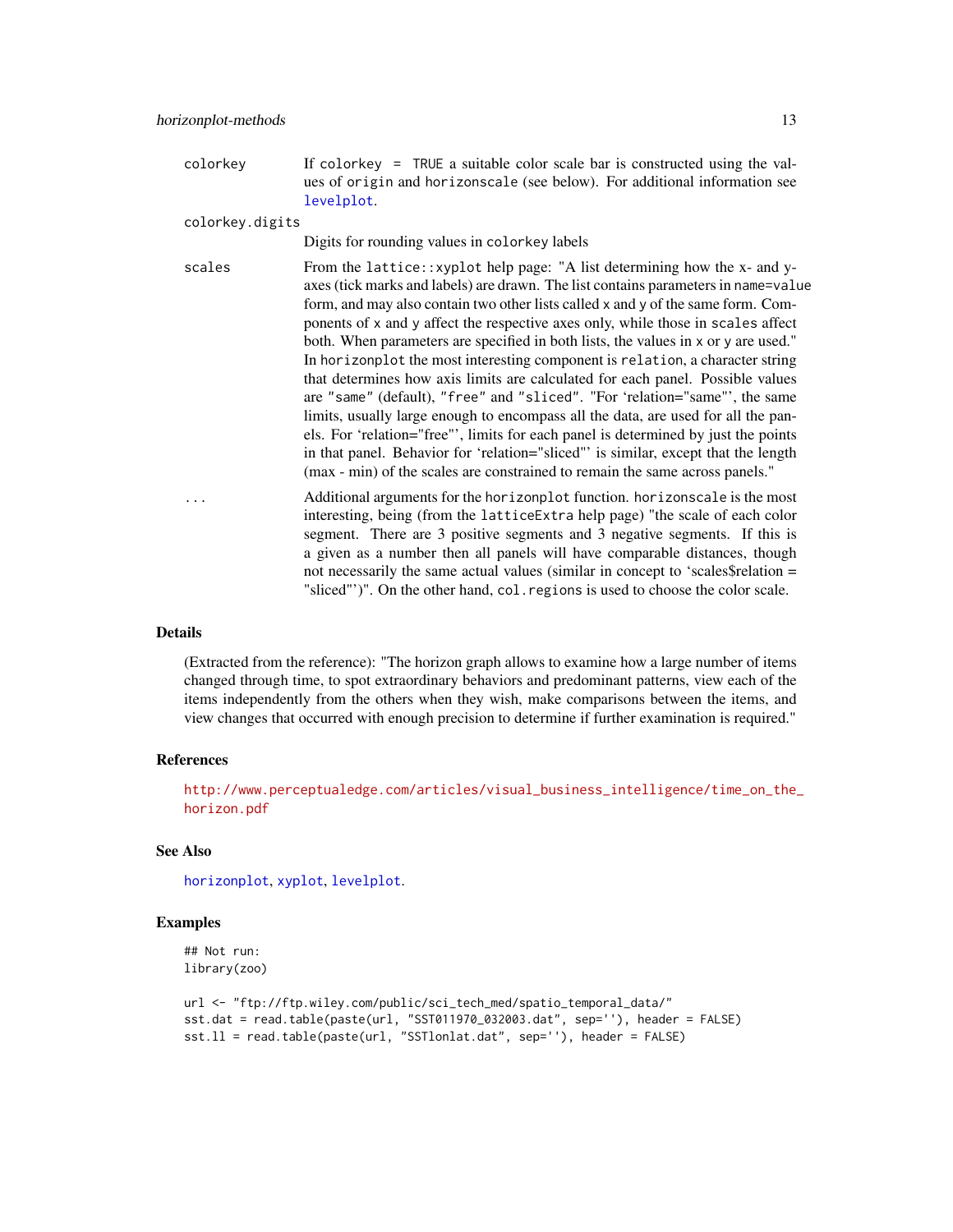colorkey
: If `colorkey = TRUE` a suitable color scale bar is constructed using the values of `origin` and `horizonscale` (see below). For additional information see `levelplot`.

colorkey.digits
: Digits for rounding values in `colorkey` labels

scales
: From the `lattice::xyplot` help page: "A list determining how the x- and y-axes (tick marks and labels) are drawn. The list contains parameters in `name=value` form, and may also contain two other lists called `x` and `y` of the same form. Components of `x` and `y` affect the respective axes only, while those in `scales` affect both. When parameters are specified in both lists, the values in `x` or `y` are used." In `horizonplot` the most interesting component is `relation`, a character string that determines how axis limits are calculated for each panel. Possible values are `"same"` (default), `"free"` and `"sliced"`. "For 'relation="same"', the same limits, usually large enough to encompass all the data, are used for all the panels. For 'relation="free"', limits for each panel is determined by just the points in that panel. Behavior for 'relation="sliced"' is similar, except that the length (max - min) of the scales are constrained to remain the same across panels."

...
: Additional arguments for the `horizonplot` function. `horizonscale` is the most interesting, being (from the `latticeExtra` help page) "the scale of each color segment. There are 3 positive segments and 3 negative segments. If this is a given as a number then all panels will have comparable distances, though not necessarily the same actual values (similar in concept to 'scales$relation = "sliced"')". On the other hand, `col.regions` is used to choose the color scale.

## Details

(Extracted from the reference): "The horizon graph allows to examine how a large number of items changed through time, to spot extraordinary behaviors and predominant patterns, view each of the items independently from the others when they wish, make comparisons between the items, and view changes that occurred with enough precision to determine if further examination is required."

## References

http://www.perceptualedge.com/articles/visual_business_intelligence/time_on_the_horizon.pdf

## See Also

`horizonplot`, `xyplot`, `levelplot`.

## Examples

```
## Not run:
library(zoo)

url <- "ftp://ftp.wiley.com/public/sci_tech_med/spatio_temporal_data/"
sst.dat = read.table(paste(url, "SST011970_032003.dat", sep=''), header = FALSE)
sst.ll = read.table(paste(url, "SSTlonlat.dat", sep=''), header = FALSE)
```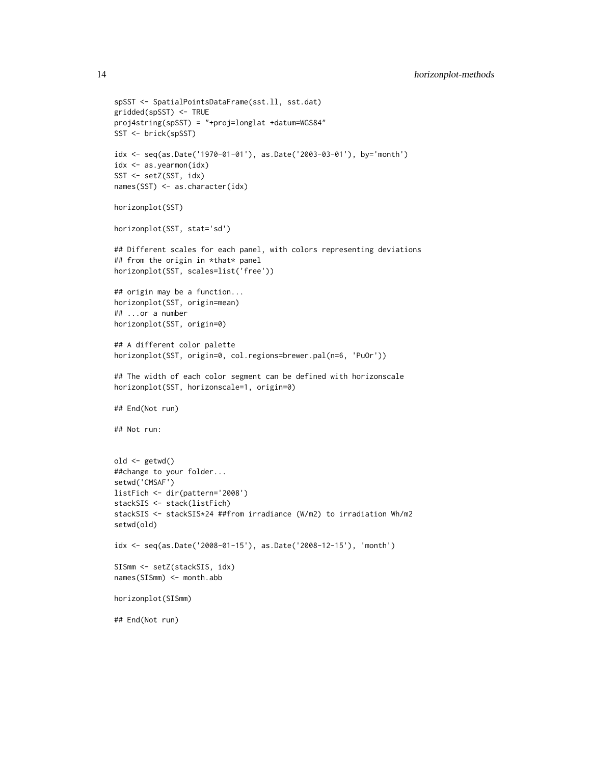```
spSST <- SpatialPointsDataFrame(sst.ll, sst.dat)
gridded(spSST) <- TRUE
proj4string(spSST) = "+proj=longlat +datum=WGS84"
SST <- brick(spSST)

idx <- seq(as.Date('1970-01-01'), as.Date('2003-03-01'), by='month')
idx <- as.yearmon(idx)
SST <- setZ(SST, idx)
names(SST) <- as.character(idx)

horizonplot(SST)

horizonplot(SST, stat='sd')

## Different scales for each panel, with colors representing deviations
## from the origin in *that* panel
horizonplot(SST, scales=list('free'))

## origin may be a function...
horizonplot(SST, origin=mean)
## ...or a number
horizonplot(SST, origin=0)

## A different color palette
horizonplot(SST, origin=0, col.regions=brewer.pal(n=6, 'PuOr'))

## The width of each color segment can be defined with horizonscale
horizonplot(SST, horizonscale=1, origin=0)

## End(Not run)

## Not run:


old <- getwd()
##change to your folder...
setwd('CMSAF')
listFich <- dir(pattern='2008')
stackSIS <- stack(listFich)
stackSIS <- stackSIS*24 ##from irradiance (W/m2) to irradiation Wh/m2
setwd(old)

idx <- seq(as.Date('2008-01-15'), as.Date('2008-12-15'), 'month')

SISmm <- setZ(stackSIS, idx)
names(SISmm) <- month.abb

horizonplot(SISmm)

## End(Not run)
```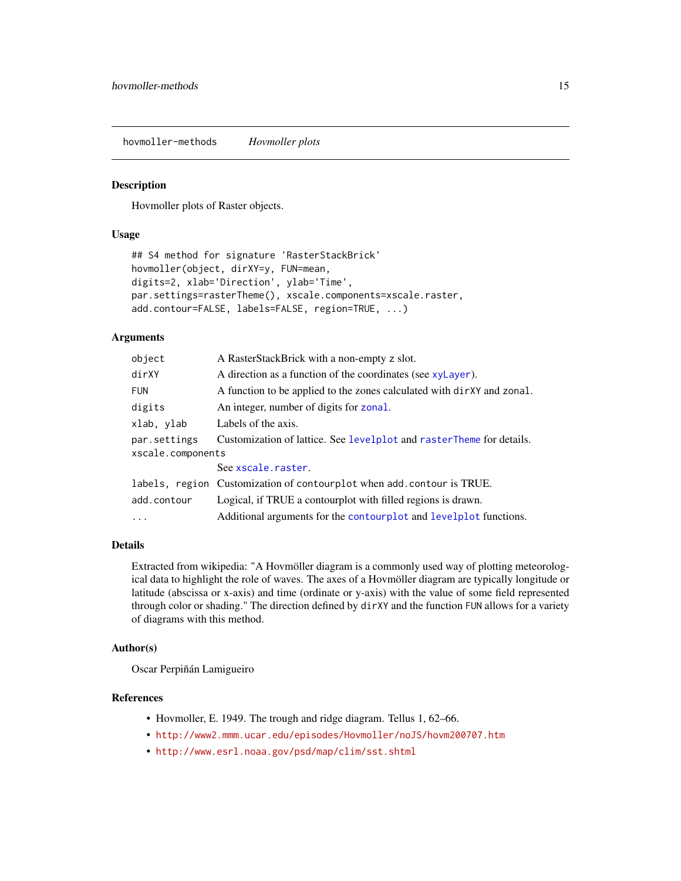# hovmoller-methods — *Hovmoller plots*

## Description

Hovmoller plots of Raster objects.

## Usage

```
## S4 method for signature 'RasterStackBrick'
hovmoller(object, dirXY=y, FUN=mean,
digits=2, xlab='Direction', ylab='Time',
par.settings=rasterTheme(), xscale.components=xscale.raster,
add.contour=FALSE, labels=FALSE, region=TRUE, ...)
```

## Arguments

| Argument | Description |
|---|---|
| `object` | A RasterStackBrick with a non-empty z slot. |
| `dirXY` | A direction as a function of the coordinates (see `xyLayer`). |
| `FUN` | A function to be applied to the zones calculated with `dirXY` and `zonal`. |
| `digits` | An integer, number of digits for `zonal`. |
| `xlab, ylab` | Labels of the axis. |
| `par.settings` | Customization of lattice. See `levelplot` and `rasterTheme` for details. |
| `xscale.components` | See `xscale.raster`. |
| `labels, region` | Customization of `contourplot` when `add.contour` is TRUE. |
| `add.contour` | Logical, if TRUE a contourplot with filled regions is drawn. |
| `...` | Additional arguments for the `contourplot` and `levelplot` functions. |

## Details

Extracted from wikipedia: "A Hovmöller diagram is a commonly used way of plotting meteorological data to highlight the role of waves. The axes of a Hovmöller diagram are typically longitude or latitude (abscissa or x-axis) and time (ordinate or y-axis) with the value of some field represented through color or shading." The direction defined by `dirXY` and the function `FUN` allows for a variety of diagrams with this method.

## Author(s)

Oscar Perpiñán Lamigueiro

## References

- Hovmoller, E. 1949. The trough and ridge diagram. Tellus 1, 62–66.
- http://www2.mmm.ucar.edu/episodes/Hovmoller/noJS/hovm200707.htm
- http://www.esrl.noaa.gov/psd/map/clim/sst.shtml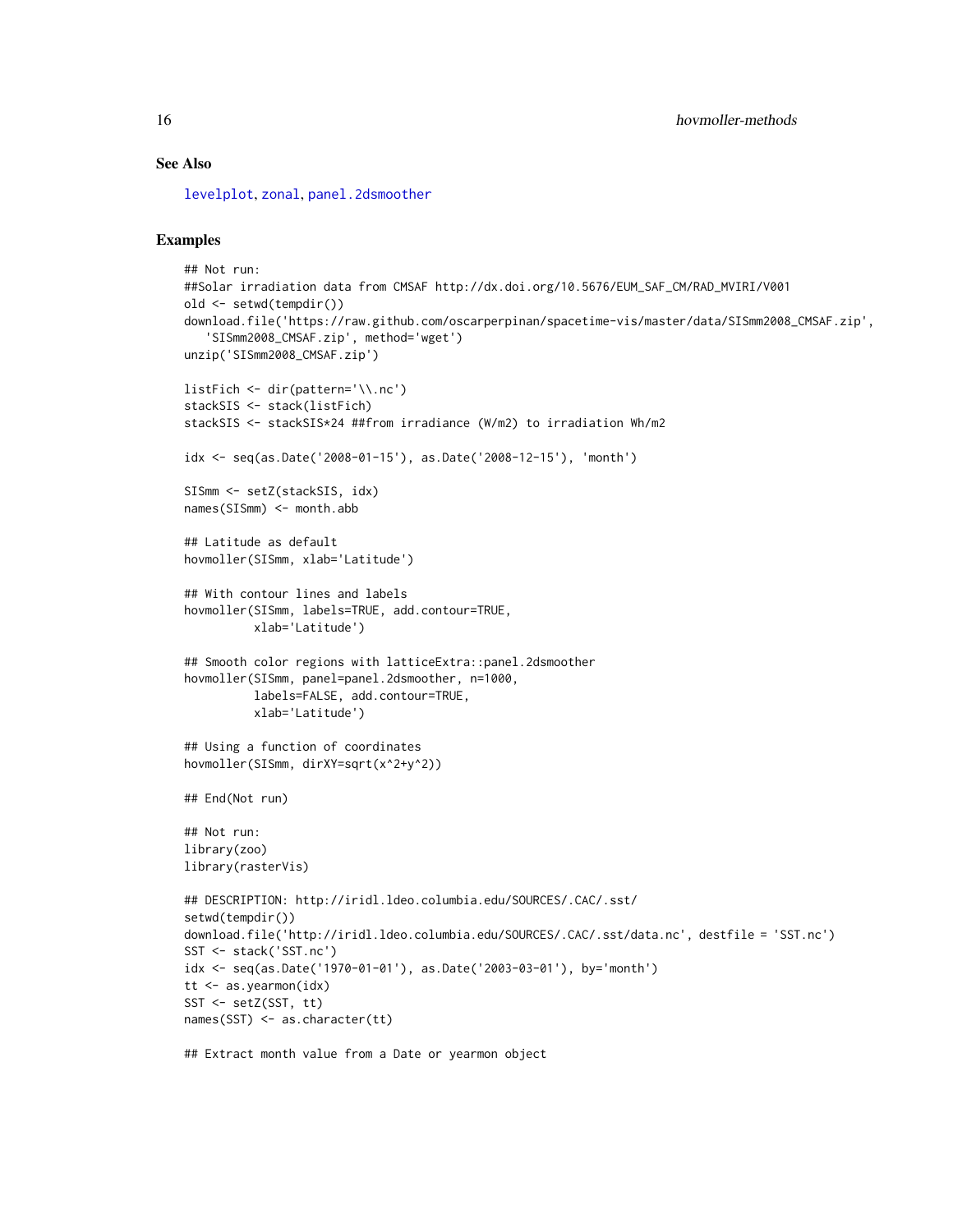### See Also

levelplot, zonal, panel.2dsmoother

### Examples

```
## Not run:
##Solar irradiation data from CMSAF http://dx.doi.org/10.5676/EUM_SAF_CM/RAD_MVIRI/V001
old <- setwd(tempdir())
download.file('https://raw.github.com/oscarperpinan/spacetime-vis/master/data/SISmm2008_CMSAF.zip',
   'SISmm2008_CMSAF.zip', method='wget')
unzip('SISmm2008_CMSAF.zip')

listFich <- dir(pattern='\\.nc')
stackSIS <- stack(listFich)
stackSIS <- stackSIS*24 ##from irradiance (W/m2) to irradiation Wh/m2

idx <- seq(as.Date('2008-01-15'), as.Date('2008-12-15'), 'month')

SISmm <- setZ(stackSIS, idx)
names(SISmm) <- month.abb

## Latitude as default
hovmoller(SISmm, xlab='Latitude')

## With contour lines and labels
hovmoller(SISmm, labels=TRUE, add.contour=TRUE,
          xlab='Latitude')

## Smooth color regions with latticeExtra::panel.2dsmoother
hovmoller(SISmm, panel=panel.2dsmoother, n=1000,
          labels=FALSE, add.contour=TRUE,
          xlab='Latitude')

## Using a function of coordinates
hovmoller(SISmm, dirXY=sqrt(x^2+y^2))

## End(Not run)

## Not run:
library(zoo)
library(rasterVis)

## DESCRIPTION: http://iridl.ldeo.columbia.edu/SOURCES/.CAC/.sst/
setwd(tempdir())
download.file('http://iridl.ldeo.columbia.edu/SOURCES/.CAC/.sst/data.nc', destfile = 'SST.nc')
SST <- stack('SST.nc')
idx <- seq(as.Date('1970-01-01'), as.Date('2003-03-01'), by='month')
tt <- as.yearmon(idx)
SST <- setZ(SST, tt)
names(SST) <- as.character(tt)

## Extract month value from a Date or yearmon object
```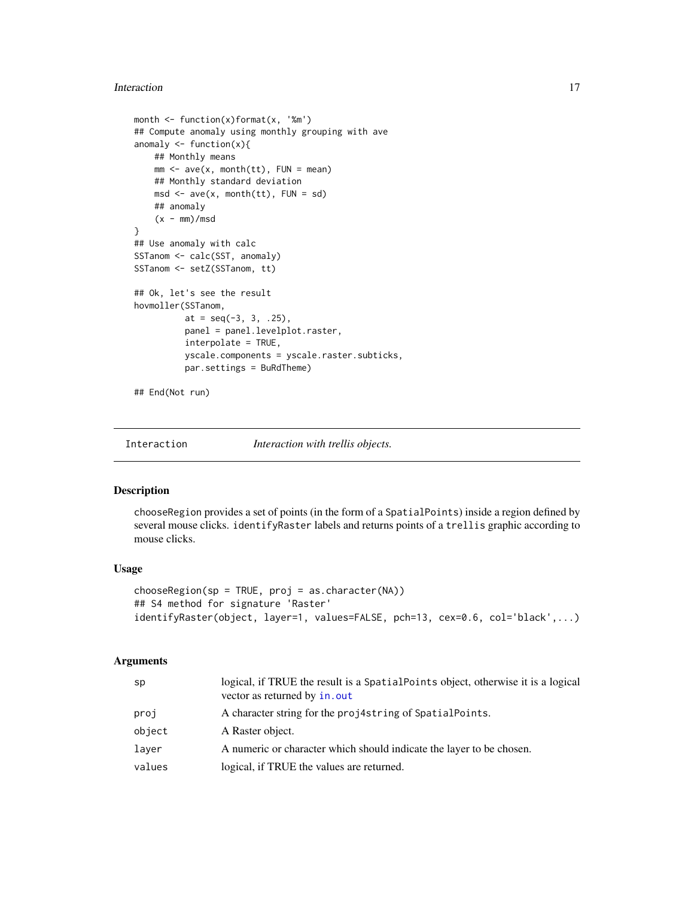```
month <- function(x)format(x, '%m')
## Compute anomaly using monthly grouping with ave
anomaly <- function(x){
    ## Monthly means
    mm <- ave(x, month(tt), FUN = mean)
    ## Monthly standard deviation
    msd <- ave(x, month(tt), FUN = sd)
    ## anomaly
    (x - mm)/msd
}
## Use anomaly with calc
SSTanom <- calc(SST, anomaly)
SSTanom <- setZ(SSTanom, tt)

## Ok, let's see the result
hovmoller(SSTanom,
          at = seq(-3, 3, .25),
          panel = panel.levelplot.raster,
          interpolate = TRUE,
          yscale.components = yscale.raster.subticks,
          par.settings = BuRdTheme)

## End(Not run)
```

---

## Interaction — *Interaction with trellis objects.*

### Description

chooseRegion provides a set of points (in the form of a SpatialPoints) inside a region defined by several mouse clicks. identifyRaster labels and returns points of a trellis graphic according to mouse clicks.

### Usage

```
chooseRegion(sp = TRUE, proj = as.character(NA))
## S4 method for signature 'Raster'
identifyRaster(object, layer=1, values=FALSE, pch=13, cex=0.6, col='black',...)
```

### Arguments

| | |
|---|---|
| sp | logical, if TRUE the result is a SpatialPoints object, otherwise it is a logical vector as returned by in.out |
| proj | A character string for the proj4string of SpatialPoints. |
| object | A Raster object. |
| layer | A numeric or character which should indicate the layer to be chosen. |
| values | logical, if TRUE the values are returned. |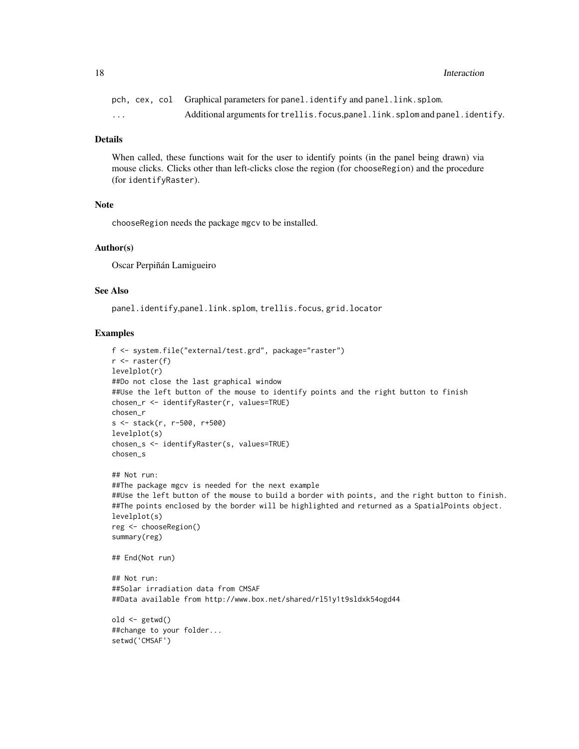| | |
|---|---|
| pch, cex, col | Graphical parameters for panel.identify and panel.link.splom. |
| ... | Additional arguments for trellis.focus,panel.link.splom and panel.identify. |

## Details

When called, these functions wait for the user to identify points (in the panel being drawn) via mouse clicks. Clicks other than left-clicks close the region (for chooseRegion) and the procedure (for identifyRaster).

## Note

chooseRegion needs the package mgcv to be installed.

## Author(s)

Oscar Perpiñán Lamigueiro

## See Also

panel.identify,panel.link.splom, trellis.focus, grid.locator

## Examples

```
f <- system.file("external/test.grd", package="raster")
r <- raster(f)
levelplot(r)
##Do not close the last graphical window
##Use the left button of the mouse to identify points and the right button to finish
chosen_r <- identifyRaster(r, values=TRUE)
chosen_r
s <- stack(r, r-500, r+500)
levelplot(s)
chosen_s <- identifyRaster(s, values=TRUE)
chosen_s

## Not run:
##The package mgcv is needed for the next example
##Use the left button of the mouse to build a border with points, and the right button to finish.
##The points enclosed by the border will be highlighted and returned as a SpatialPoints object.
levelplot(s)
reg <- chooseRegion()
summary(reg)

## End(Not run)

## Not run:
##Solar irradiation data from CMSAF
##Data available from http://www.box.net/shared/rl51y1t9sldxk54ogd44

old <- getwd()
##change to your folder...
setwd('CMSAF')
```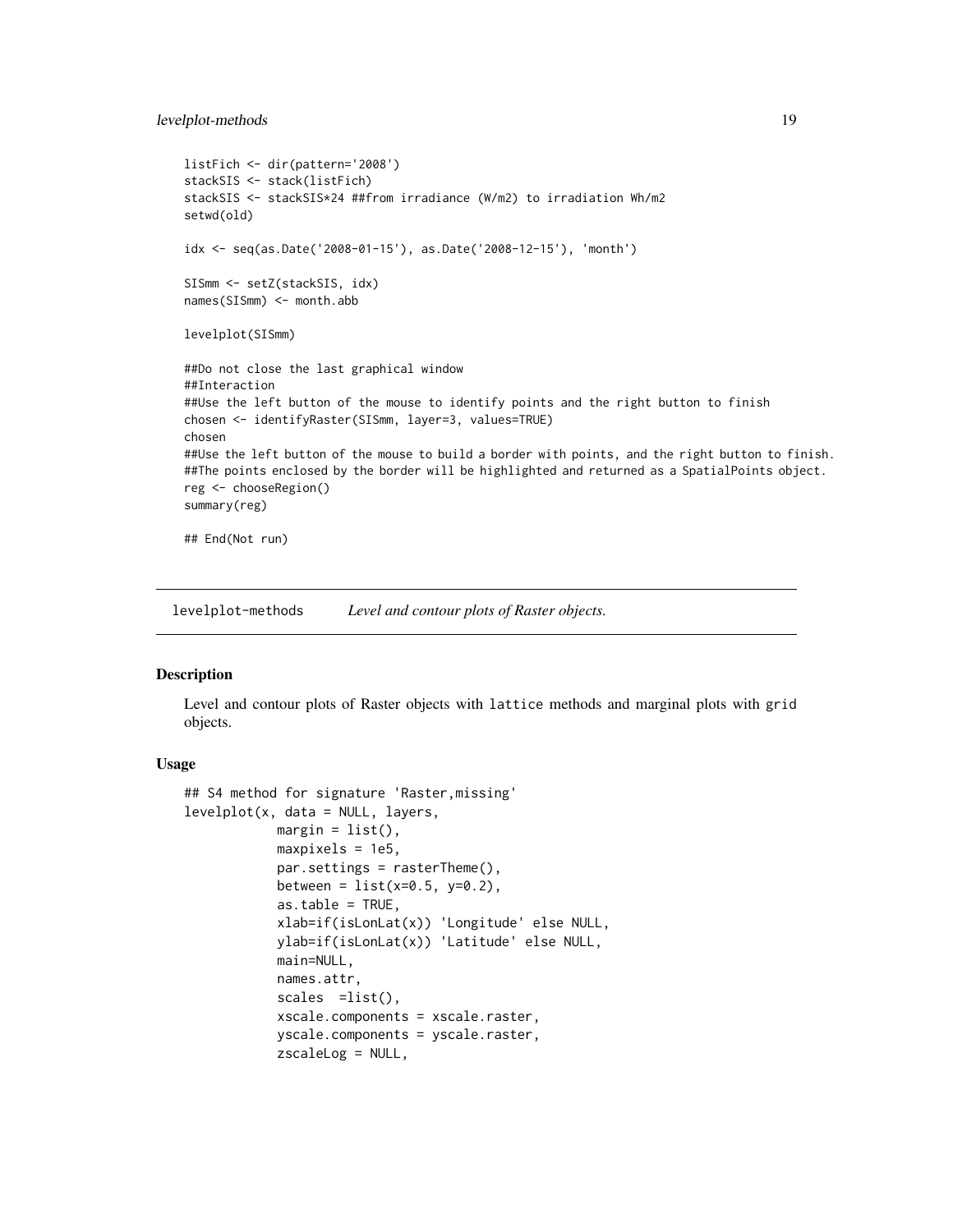```
listFich <- dir(pattern='2008')
stackSIS <- stack(listFich)
stackSIS <- stackSIS*24 ##from irradiance (W/m2) to irradiation Wh/m2
setwd(old)

idx <- seq(as.Date('2008-01-15'), as.Date('2008-12-15'), 'month')

SISmm <- setZ(stackSIS, idx)
names(SISmm) <- month.abb

levelplot(SISmm)

##Do not close the last graphical window
##Interaction
##Use the left button of the mouse to identify points and the right button to finish
chosen <- identifyRaster(SISmm, layer=3, values=TRUE)
chosen
##Use the left button of the mouse to build a border with points, and the right button to finish.
##The points enclosed by the border will be highlighted and returned as a SpatialPoints object.
reg <- chooseRegion()
summary(reg)

## End(Not run)
```

---

`levelplot-methods` *Level and contour plots of Raster objects.*

---

## Description

Level and contour plots of Raster objects with `lattice` methods and marginal plots with `grid` objects.

## Usage

```
## S4 method for signature 'Raster,missing'
levelplot(x, data = NULL, layers,
            margin = list(),
            maxpixels = 1e5,
            par.settings = rasterTheme(),
            between = list(x=0.5, y=0.2),
            as.table = TRUE,
            xlab=if(isLonLat(x)) 'Longitude' else NULL,
            ylab=if(isLonLat(x)) 'Latitude' else NULL,
            main=NULL,
            names.attr,
            scales  =list(),
            xscale.components = xscale.raster,
            yscale.components = yscale.raster,
            zscaleLog = NULL,
```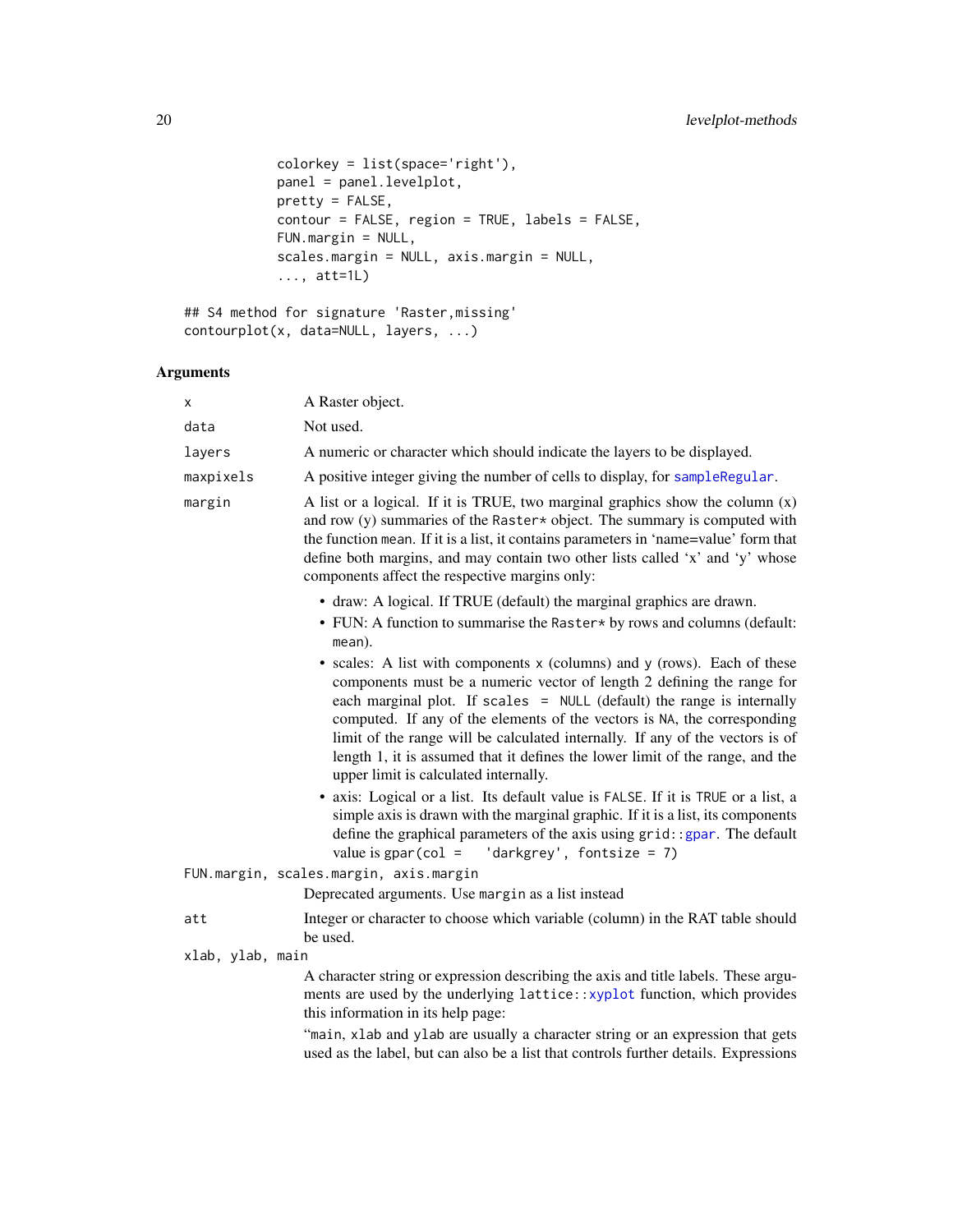```
            colorkey = list(space='right'),
            panel = panel.levelplot,
            pretty = FALSE,
            contour = FALSE, region = TRUE, labels = FALSE,
            FUN.margin = NULL,
            scales.margin = NULL, axis.margin = NULL,
            ..., att=1L)

## S4 method for signature 'Raster,missing'
contourplot(x, data=NULL, layers, ...)
```

### Arguments

| | |
|---|---|
| `x` | A Raster object. |
| `data` | Not used. |
| `layers` | A numeric or character which should indicate the layers to be displayed. |
| `maxpixels` | A positive integer giving the number of cells to display, for `sampleRegular`. |
| `margin` | A list or a logical. If it is TRUE, two marginal graphics show the column (x) and row (y) summaries of the `Raster*` object. The summary is computed with the function `mean`. If it is a list, it contains parameters in 'name=value' form that define both margins, and may contain two other lists called 'x' and 'y' whose components affect the respective margins only:<br>• draw: A logical. If TRUE (default) the marginal graphics are drawn.<br>• FUN: A function to summarise the `Raster*` by rows and columns (default: `mean`).<br>• scales: A list with components x (columns) and y (rows). Each of these components must be a numeric vector of length 2 defining the range for each marginal plot. If `scales = NULL` (default) the range is internally computed. If any of the elements of the vectors is `NA`, the corresponding limit of the range will be calculated internally. If any of the vectors is of length 1, it is assumed that it defines the lower limit of the range, and the upper limit is calculated internally.<br>• axis: Logical or a list. Its default value is `FALSE`. If it is `TRUE` or a list, a simple axis is drawn with the marginal graphic. If it is a list, its components define the graphical parameters of the axis using `grid::gpar`. The default value is `gpar(col = 'darkgrey', fontsize = 7)` |
| `FUN.margin, scales.margin, axis.margin` | Deprecated arguments. Use `margin` as a list instead |
| `att` | Integer or character to choose which variable (column) in the RAT table should be used. |
| `xlab, ylab, main` | A character string or expression describing the axis and title labels. These arguments are used by the underlying `lattice::xyplot` function, which provides this information in its help page:<br>"`main`, `xlab` and `ylab` are usually a character string or an expression that gets used as the label, but can also be a list that controls further details. Expressions |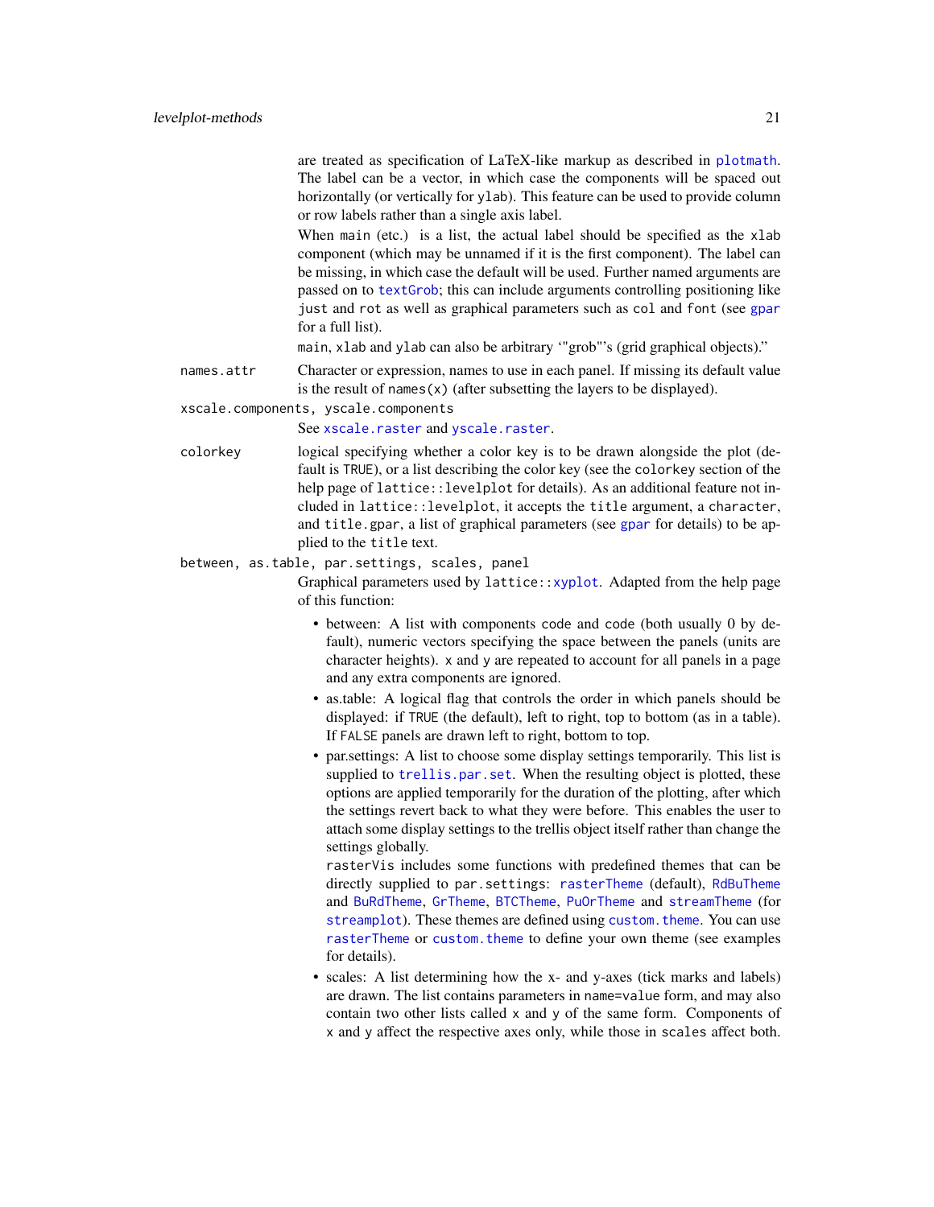are treated as specification of LaTeX-like markup as described in `plotmath`. The label can be a vector, in which case the components will be spaced out horizontally (or vertically for `ylab`). This feature can be used to provide column or row labels rather than a single axis label.

When `main` (etc.) is a list, the actual label should be specified as the `xlab` component (which may be unnamed if it is the first component). The label can be missing, in which case the default will be used. Further named arguments are passed on to `textGrob`; this can include arguments controlling positioning like `just` and `rot` as well as graphical parameters such as `col` and `font` (see `gpar` for a full list).

`main`, `xlab` and `ylab` can also be arbitrary '"grob"'s (grid graphical objects)."

`names.attr`
: Character or expression, names to use in each panel. If missing its default value is the result of `names(x)` (after subsetting the layers to be displayed).

`xscale.components, yscale.components`
: See `xscale.raster` and `yscale.raster`.

`colorkey`
: logical specifying whether a color key is to be drawn alongside the plot (default is `TRUE`), or a list describing the color key (see the `colorkey` section of the help page of `lattice::levelplot` for details). As an additional feature not included in `lattice::levelplot`, it accepts the `title` argument, a `character`, and `title.gpar`, a list of graphical parameters (see `gpar` for details) to be applied to the `title` text.

`between, as.table, par.settings, scales, panel`
: Graphical parameters used by `lattice::xyplot`. Adapted from the help page of this function:

- between: A list with components `code` and `code` (both usually 0 by default), numeric vectors specifying the space between the panels (units are character heights). `x` and `y` are repeated to account for all panels in a page and any extra components are ignored.
- as.table: A logical flag that controls the order in which panels should be displayed: if `TRUE` (the default), left to right, top to bottom (as in a table). If `FALSE` panels are drawn left to right, bottom to top.
- par.settings: A list to choose some display settings temporarily. This list is supplied to `trellis.par.set`. When the resulting object is plotted, these options are applied temporarily for the duration of the plotting, after which the settings revert back to what they were before. This enables the user to attach some display settings to the trellis object itself rather than change the settings globally.
  `rasterVis` includes some functions with predefined themes that can be directly supplied to `par.settings`: `rasterTheme` (default), `RdBuTheme` and `BuRdTheme`, `GrTheme`, `BTCTheme`, `PuOrTheme` and `streamTheme` (for `streamplot`). These themes are defined using `custom.theme`. You can use `rasterTheme` or `custom.theme` to define your own theme (see examples for details).
- scales: A list determining how the x- and y-axes (tick marks and labels) are drawn. The list contains parameters in `name=value` form, and may also contain two other lists called `x` and `y` of the same form. Components of `x` and `y` affect the respective axes only, while those in `scales` affect both.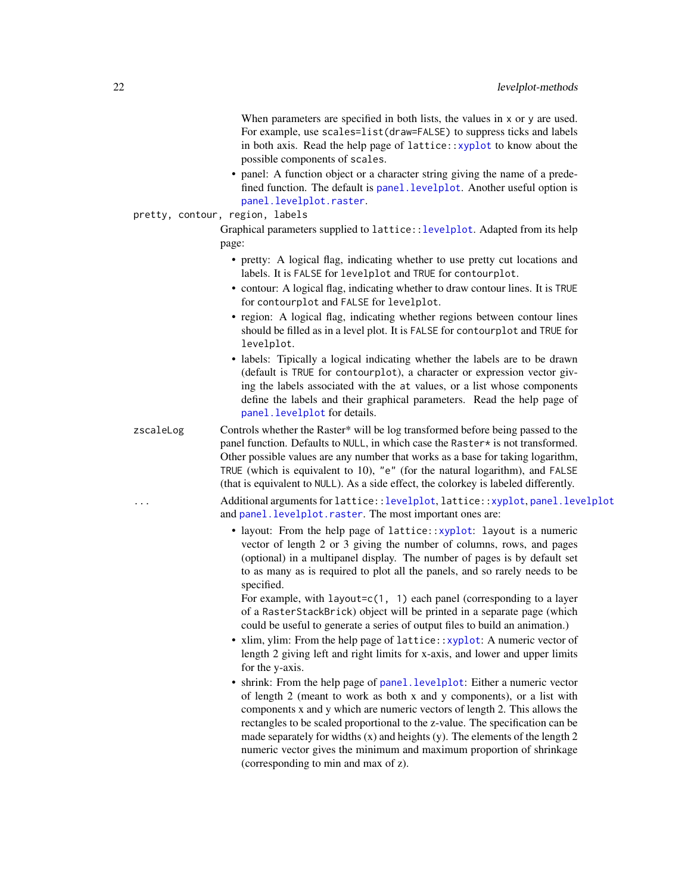When parameters are specified in both lists, the values in x or y are used. For example, use `scales=list(draw=FALSE)` to suppress ticks and labels in both axis. Read the help page of `lattice::xyplot` to know about the possible components of `scales`.

- panel: A function object or a character string giving the name of a predefined function. The default is `panel.levelplot`. Another useful option is `panel.levelplot.raster`.

`pretty, contour, region, labels`
: Graphical parameters supplied to `lattice::levelplot`. Adapted from its help page:

- pretty: A logical flag, indicating whether to use pretty cut locations and labels. It is `FALSE` for `levelplot` and `TRUE` for `contourplot`.
- contour: A logical flag, indicating whether to draw contour lines. It is `TRUE` for `contourplot` and `FALSE` for `levelplot`.
- region: A logical flag, indicating whether regions between contour lines should be filled as in a level plot. It is `FALSE` for `contourplot` and `TRUE` for `levelplot`.
- labels: Tipically a logical indicating whether the labels are to be drawn (default is `TRUE` for `contourplot`), a character or expression vector giving the labels associated with the at values, or a list whose components define the labels and their graphical parameters. Read the help page of `panel.levelplot` for details.

`zscaleLog`
: Controls whether the Raster* will be log transformed before being passed to the panel function. Defaults to `NULL`, in which case the `Raster*` is not transformed. Other possible values are any number that works as a base for taking logarithm, `TRUE` (which is equivalent to 10), `"e"` (for the natural logarithm), and `FALSE` (that is equivalent to `NULL`). As a side effect, the colorkey is labeled differently.

`...`
: Additional arguments for `lattice::levelplot`, `lattice::xyplot`, `panel.levelplot` and `panel.levelplot.raster`. The most important ones are:

- layout: From the help page of `lattice::xyplot`: `layout` is a numeric vector of length 2 or 3 giving the number of columns, rows, and pages (optional) in a multipanel display. The number of pages is by default set to as many as is required to plot all the panels, and so rarely needs to be specified.
  For example, with `layout=c(1, 1)` each panel (corresponding to a layer of a `RasterStackBrick`) object will be printed in a separate page (which could be useful to generate a series of output files to build an animation.)
- xlim, ylim: From the help page of `lattice::xyplot`: A numeric vector of length 2 giving left and right limits for x-axis, and lower and upper limits for the y-axis.
- shrink: From the help page of `panel.levelplot`: Either a numeric vector of length 2 (meant to work as both x and y components), or a list with components x and y which are numeric vectors of length 2. This allows the rectangles to be scaled proportional to the z-value. The specification can be made separately for widths (x) and heights (y). The elements of the length 2 numeric vector gives the minimum and maximum proportion of shrinkage (corresponding to min and max of z).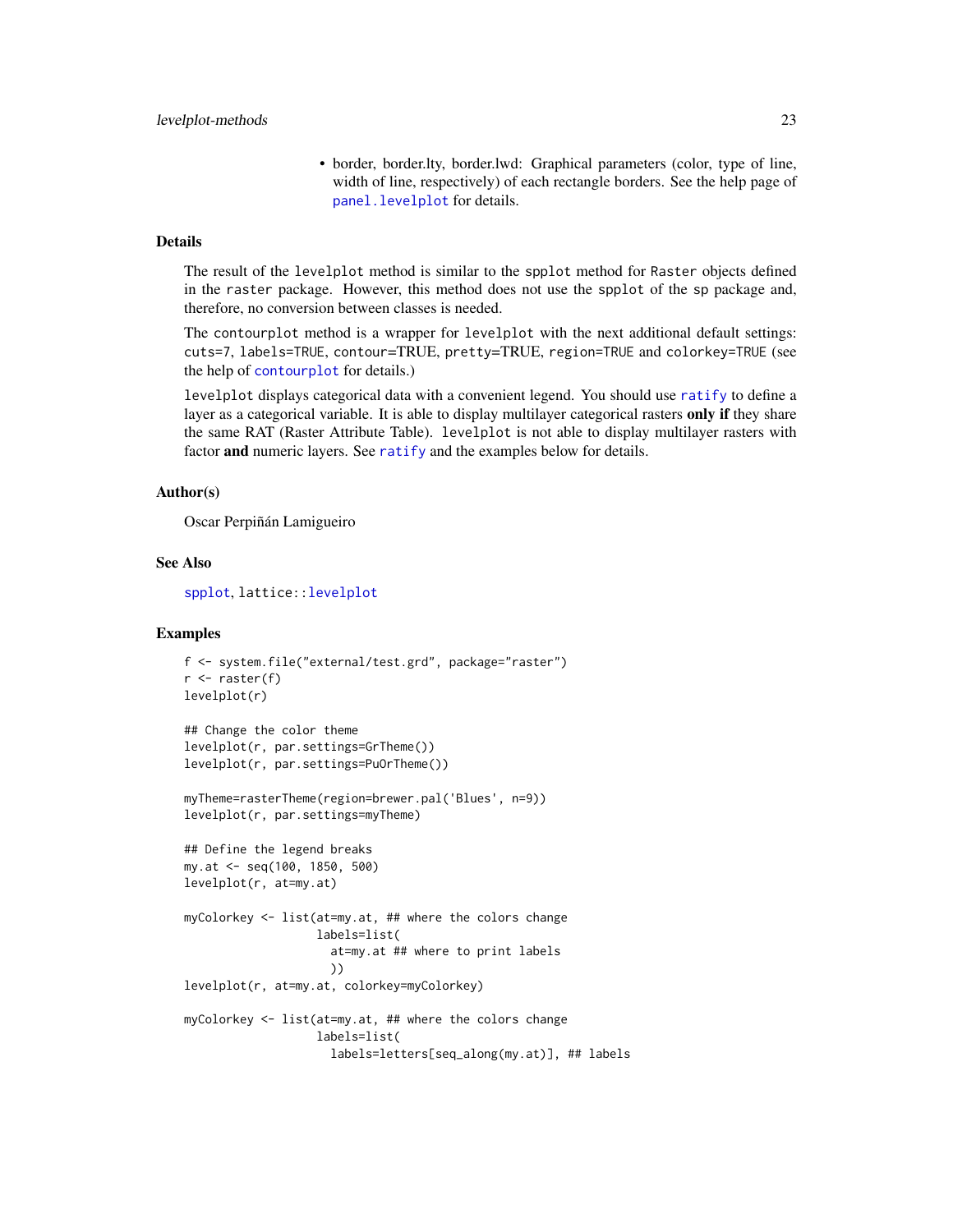- border, border.lty, border.lwd: Graphical parameters (color, type of line, width of line, respectively) of each rectangle borders. See the help page of `panel.levelplot` for details.

## Details

The result of the `levelplot` method is similar to the `spplot` method for `Raster` objects defined in the `raster` package. However, this method does not use the `spplot` of the `sp` package and, therefore, no conversion between classes is needed.

The `contourplot` method is a wrapper for `levelplot` with the next additional default settings: `cuts=7`, `labels=TRUE`, `contour=TRUE`, `pretty=TRUE`, `region=TRUE` and `colorkey=TRUE` (see the help of `contourplot` for details.)

`levelplot` displays categorical data with a convenient legend. You should use `ratify` to define a layer as a categorical variable. It is able to display multilayer categorical rasters **only if** they share the same RAT (Raster Attribute Table). `levelplot` is not able to display multilayer rasters with factor **and** numeric layers. See `ratify` and the examples below for details.

## Author(s)

Oscar Perpiñán Lamigueiro

## See Also

`spplot`, `lattice::levelplot`

## Examples

```
f <- system.file("external/test.grd", package="raster")
r <- raster(f)
levelplot(r)

## Change the color theme
levelplot(r, par.settings=GrTheme())
levelplot(r, par.settings=PuOrTheme())

myTheme=rasterTheme(region=brewer.pal('Blues', n=9))
levelplot(r, par.settings=myTheme)

## Define the legend breaks
my.at <- seq(100, 1850, 500)
levelplot(r, at=my.at)

myColorkey <- list(at=my.at, ## where the colors change
                   labels=list(
                     at=my.at ## where to print labels
                     ))
levelplot(r, at=my.at, colorkey=myColorkey)

myColorkey <- list(at=my.at, ## where the colors change
                   labels=list(
                     labels=letters[seq_along(my.at)], ## labels
```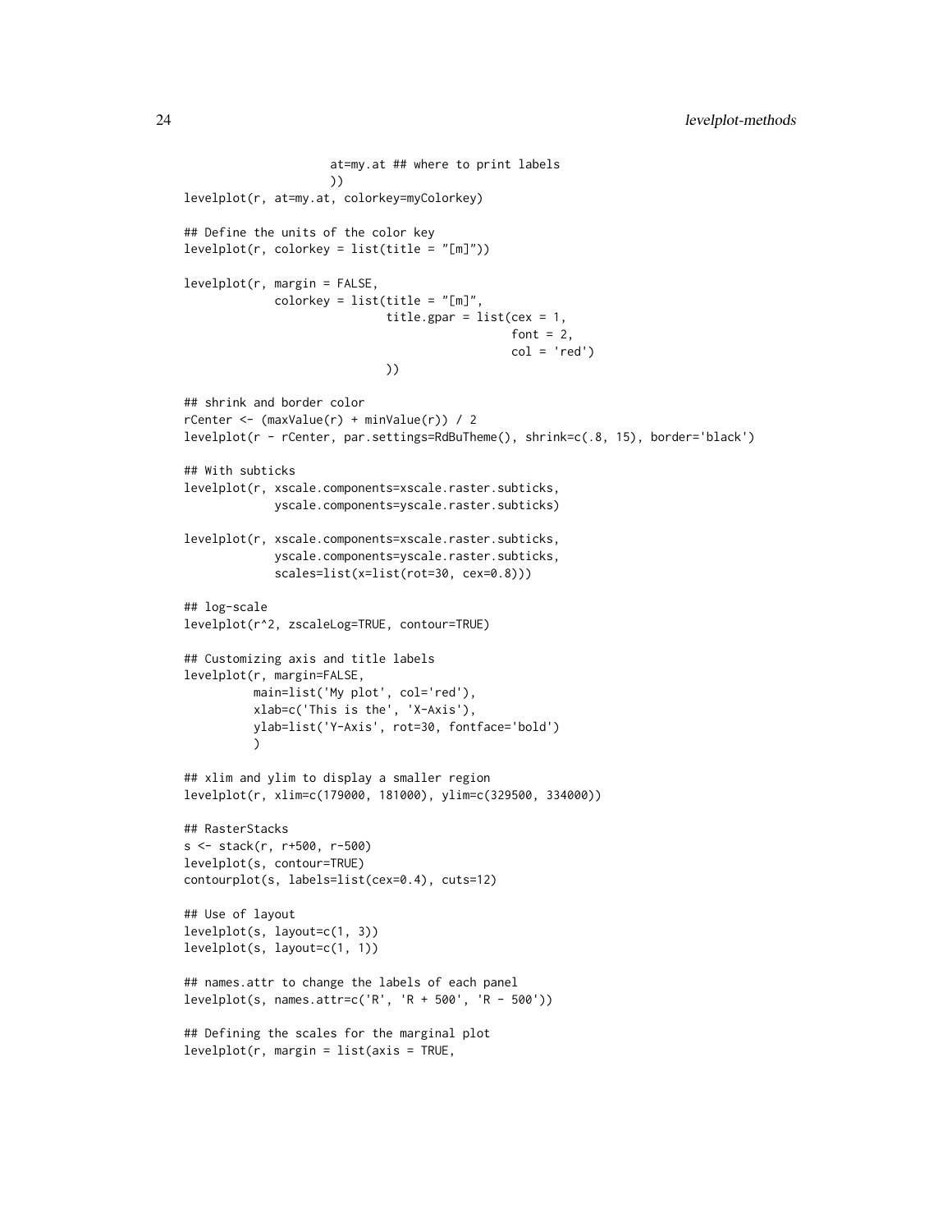```
                    at=my.at ## where to print labels
                    ))
levelplot(r, at=my.at, colorkey=myColorkey)

## Define the units of the color key
levelplot(r, colorkey = list(title = "[m]"))

levelplot(r, margin = FALSE,
            colorkey = list(title = "[m]",
                            title.gpar = list(cex = 1,
                                              font = 2,
                                              col = 'red')
                            ))

## shrink and border color
rCenter <- (maxValue(r) + minValue(r)) / 2
levelplot(r - rCenter, par.settings=RdBuTheme(), shrink=c(.8, 15), border='black')

## With subticks
levelplot(r, xscale.components=xscale.raster.subticks,
            yscale.components=yscale.raster.subticks)

levelplot(r, xscale.components=xscale.raster.subticks,
            yscale.components=yscale.raster.subticks,
            scales=list(x=list(rot=30, cex=0.8)))

## log-scale
levelplot(r^2, zscaleLog=TRUE, contour=TRUE)

## Customizing axis and title labels
levelplot(r, margin=FALSE,
         main=list('My plot', col='red'),
         xlab=c('This is the', 'X-Axis'),
         ylab=list('Y-Axis', rot=30, fontface='bold')
         )

## xlim and ylim to display a smaller region
levelplot(r, xlim=c(179000, 181000), ylim=c(329500, 334000))

## RasterStacks
s <- stack(r, r+500, r-500)
levelplot(s, contour=TRUE)
contourplot(s, labels=list(cex=0.4), cuts=12)

## Use of layout
levelplot(s, layout=c(1, 3))
levelplot(s, layout=c(1, 1))

## names.attr to change the labels of each panel
levelplot(s, names.attr=c('R', 'R + 500', 'R - 500'))

## Defining the scales for the marginal plot
levelplot(r, margin = list(axis = TRUE,
```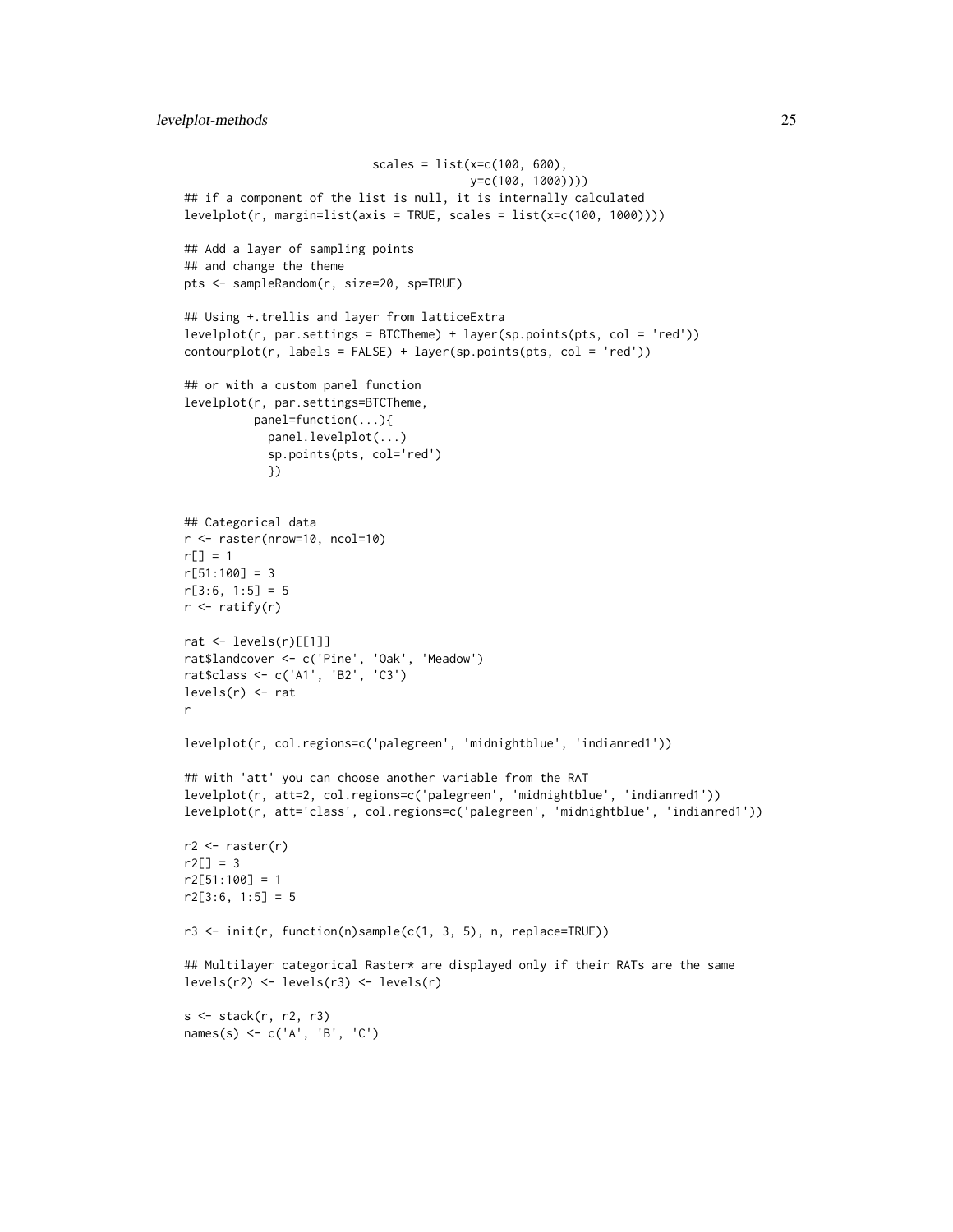```
                              scales = list(x=c(100, 600),
                                            y=c(100, 1000))))
## if a component of the list is null, it is internally calculated
levelplot(r, margin=list(axis = TRUE, scales = list(x=c(100, 1000))))

## Add a layer of sampling points
## and change the theme
pts <- sampleRandom(r, size=20, sp=TRUE)

## Using +.trellis and layer from latticeExtra
levelplot(r, par.settings = BTCTheme) + layer(sp.points(pts, col = 'red'))
contourplot(r, labels = FALSE) + layer(sp.points(pts, col = 'red'))

## or with a custom panel function
levelplot(r, par.settings=BTCTheme,
          panel=function(...){
            panel.levelplot(...)
            sp.points(pts, col='red')
            })


## Categorical data
r <- raster(nrow=10, ncol=10)
r[] = 1
r[51:100] = 3
r[3:6, 1:5] = 5
r <- ratify(r)

rat <- levels(r)[[1]]
rat$landcover <- c('Pine', 'Oak', 'Meadow')
rat$class <- c('A1', 'B2', 'C3')
levels(r) <- rat
r

levelplot(r, col.regions=c('palegreen', 'midnightblue', 'indianred1'))

## with 'att' you can choose another variable from the RAT
levelplot(r, att=2, col.regions=c('palegreen', 'midnightblue', 'indianred1'))
levelplot(r, att='class', col.regions=c('palegreen', 'midnightblue', 'indianred1'))

r2 <- raster(r)
r2[] = 3
r2[51:100] = 1
r2[3:6, 1:5] = 5

r3 <- init(r, function(n)sample(c(1, 3, 5), n, replace=TRUE))

## Multilayer categorical Raster* are displayed only if their RATs are the same
levels(r2) <- levels(r3) <- levels(r)

s <- stack(r, r2, r3)
names(s) <- c('A', 'B', 'C')
```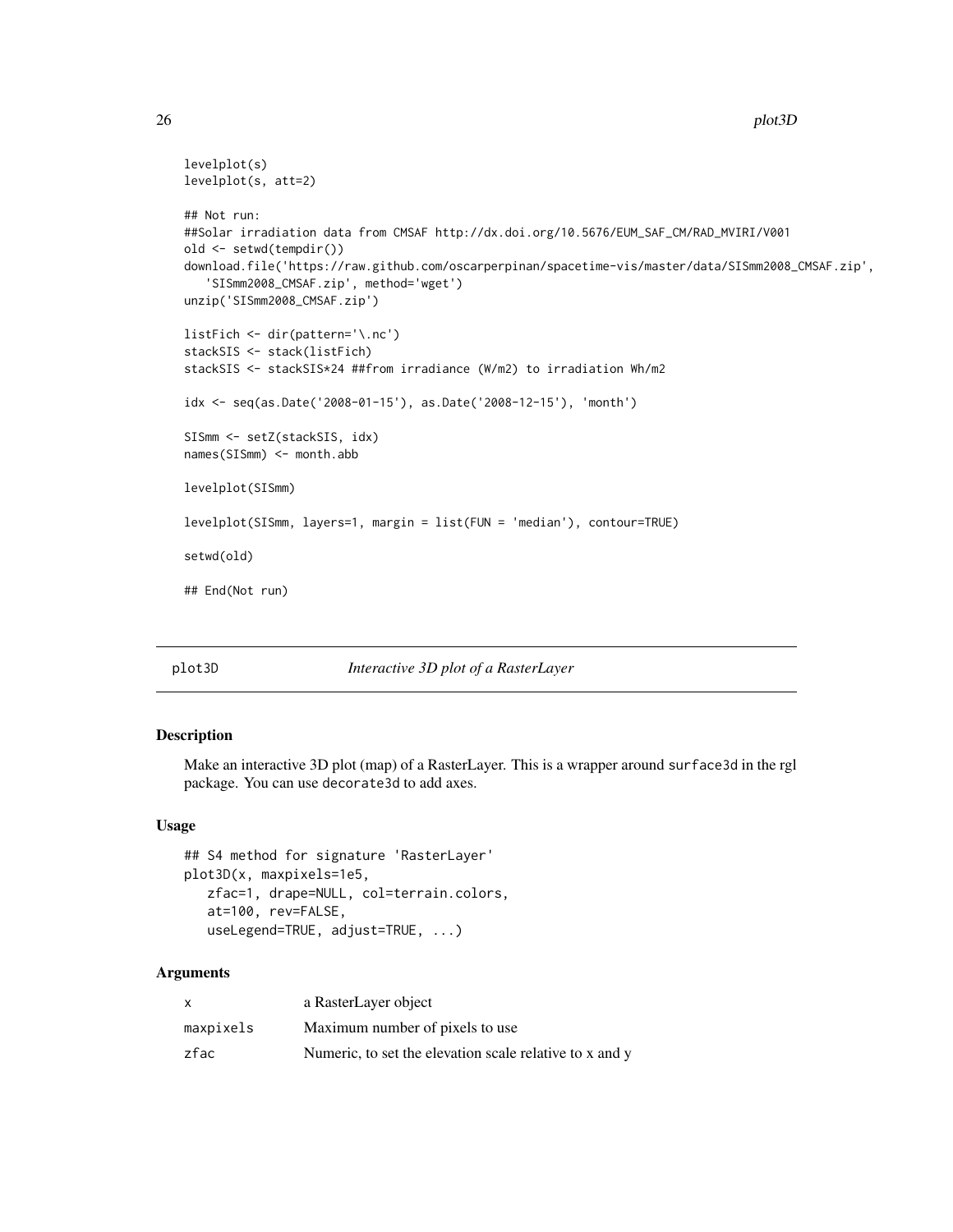```
levelplot(s)
levelplot(s, att=2)

## Not run:
##Solar irradiation data from CMSAF http://dx.doi.org/10.5676/EUM_SAF_CM/RAD_MVIRI/V001
old <- setwd(tempdir())
download.file('https://raw.github.com/oscarperpinan/spacetime-vis/master/data/SISmm2008_CMSAF.zip',
   'SISmm2008_CMSAF.zip', method='wget')
unzip('SISmm2008_CMSAF.zip')

listFich <- dir(pattern='\.nc')
stackSIS <- stack(listFich)
stackSIS <- stackSIS*24 ##from irradiance (W/m2) to irradiation Wh/m2

idx <- seq(as.Date('2008-01-15'), as.Date('2008-12-15'), 'month')

SISmm <- setZ(stackSIS, idx)
names(SISmm) <- month.abb

levelplot(SISmm)

levelplot(SISmm, layers=1, margin = list(FUN = 'median'), contour=TRUE)

setwd(old)

## End(Not run)
```

## plot3D — *Interactive 3D plot of a RasterLayer*

### Description

Make an interactive 3D plot (map) of a RasterLayer. This is a wrapper around `surface3d` in the rgl package. You can use `decorate3d` to add axes.

### Usage

```
## S4 method for signature 'RasterLayer'
plot3D(x, maxpixels=1e5,
   zfac=1, drape=NULL, col=terrain.colors,
   at=100, rev=FALSE,
   useLegend=TRUE, adjust=TRUE, ...)
```

### Arguments

| | |
|---|---|
| x | a RasterLayer object |
| maxpixels | Maximum number of pixels to use |
| zfac | Numeric, to set the elevation scale relative to x and y |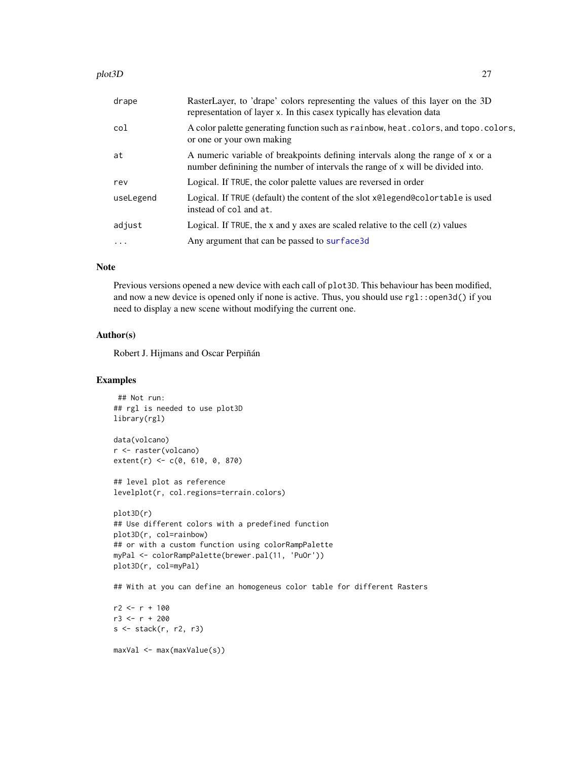| | |
|---|---|
| drape | RasterLayer, to 'drape' colors representing the values of this layer on the 3D representation of layer x. In this casex typically has elevation data |
| col | A color palette generating function such as rainbow, heat.colors, and topo.colors, or one or your own making |
| at | A numeric variable of breakpoints defining intervals along the range of x or a number definining the number of intervals the range of x will be divided into. |
| rev | Logical. If TRUE, the color palette values are reversed in order |
| useLegend | Logical. If TRUE (default) the content of the slot x@legend@colortable is used instead of col and at. |
| adjust | Logical. If TRUE, the x and y axes are scaled relative to the cell (z) values |
| ... | Any argument that can be passed to surface3d |

### Note

Previous versions opened a new device with each call of plot3D. This behaviour has been modified, and now a new device is opened only if none is active. Thus, you should use rgl::open3d() if you need to display a new scene without modifying the current one.

### Author(s)

Robert J. Hijmans and Oscar Perpiñán

### Examples

```
 ## Not run:
## rgl is needed to use plot3D
library(rgl)

data(volcano)
r <- raster(volcano)
extent(r) <- c(0, 610, 0, 870)

## level plot as reference
levelplot(r, col.regions=terrain.colors)

plot3D(r)
## Use different colors with a predefined function
plot3D(r, col=rainbow)
## or with a custom function using colorRampPalette
myPal <- colorRampPalette(brewer.pal(11, 'PuOr'))
plot3D(r, col=myPal)

## With at you can define an homogeneus color table for different Rasters

r2 <- r + 100
r3 <- r + 200
s <- stack(r, r2, r3)

maxVal <- max(maxValue(s))
```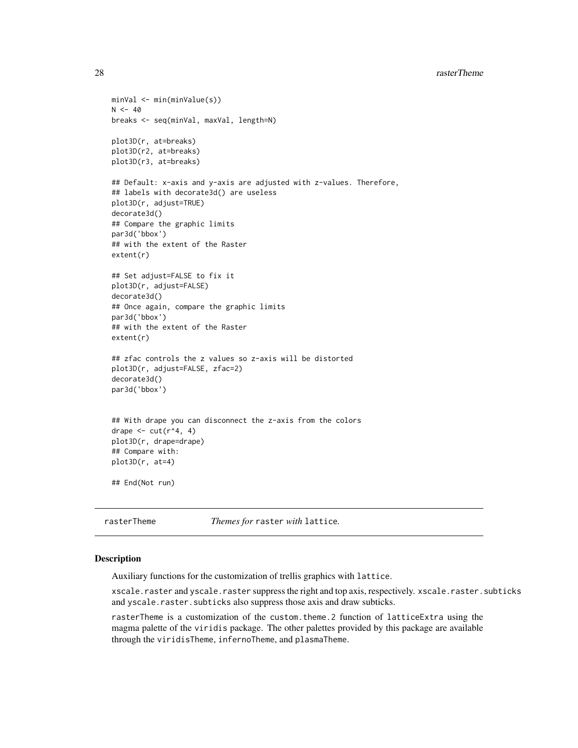```
minVal <- min(minValue(s))
N <- 40
breaks <- seq(minVal, maxVal, length=N)

plot3D(r, at=breaks)
plot3D(r2, at=breaks)
plot3D(r3, at=breaks)

## Default: x-axis and y-axis are adjusted with z-values. Therefore,
## labels with decorate3d() are useless
plot3D(r, adjust=TRUE)
decorate3d()
## Compare the graphic limits
par3d('bbox')
## with the extent of the Raster
extent(r)

## Set adjust=FALSE to fix it
plot3D(r, adjust=FALSE)
decorate3d()
## Once again, compare the graphic limits
par3d('bbox')
## with the extent of the Raster
extent(r)

## zfac controls the z values so z-axis will be distorted
plot3D(r, adjust=FALSE, zfac=2)
decorate3d()
par3d('bbox')


## With drape you can disconnect the z-axis from the colors
drape <- cut(r^4, 4)
plot3D(r, drape=drape)
## Compare with:
plot3D(r, at=4)

## End(Not run)
```

## rasterTheme — *Themes for* raster *with* lattice.

### Description

Auxiliary functions for the customization of trellis graphics with lattice.

xscale.raster and yscale.raster suppress the right and top axis, respectively. xscale.raster.subticks and yscale.raster.subticks also suppress those axis and draw subticks.

rasterTheme is a customization of the custom.theme.2 function of latticeExtra using the magma palette of the viridis package. The other palettes provided by this package are available through the viridisTheme, infernoTheme, and plasmaTheme.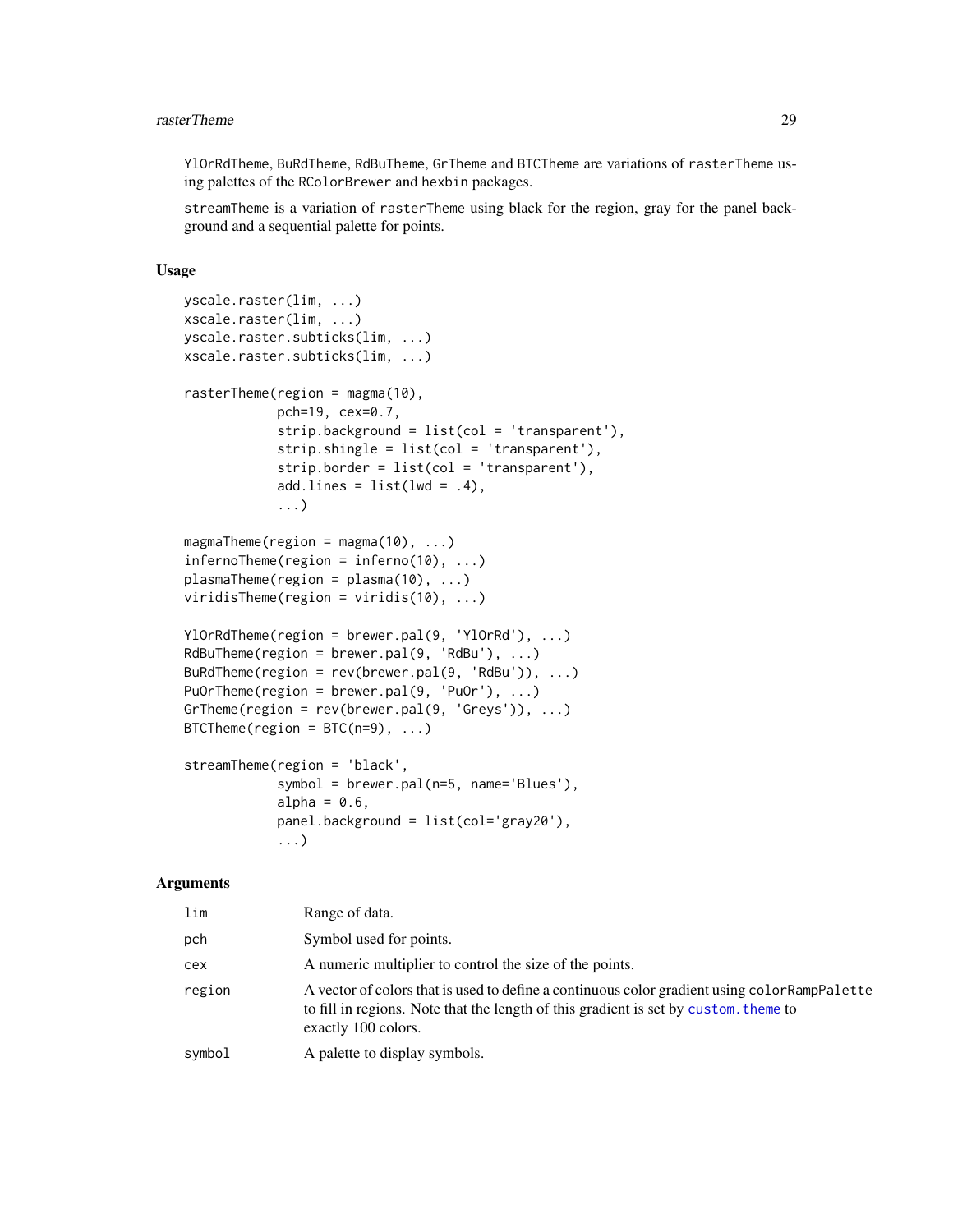YlOrRdTheme, BuRdTheme, RdBuTheme, GrTheme and BTCTheme are variations of rasterTheme using palettes of the RColorBrewer and hexbin packages.

streamTheme is a variation of rasterTheme using black for the region, gray for the panel background and a sequential palette for points.

## Usage

```
yscale.raster(lim, ...)
xscale.raster(lim, ...)
yscale.raster.subticks(lim, ...)
xscale.raster.subticks(lim, ...)

rasterTheme(region = magma(10),
            pch=19, cex=0.7,
            strip.background = list(col = 'transparent'),
            strip.shingle = list(col = 'transparent'),
            strip.border = list(col = 'transparent'),
            add.lines = list(lwd = .4),
            ...)

magmaTheme(region = magma(10), ...)
infernoTheme(region = inferno(10), ...)
plasmaTheme(region = plasma(10), ...)
viridisTheme(region = viridis(10), ...)

YlOrRdTheme(region = brewer.pal(9, 'YlOrRd'), ...)
RdBuTheme(region = brewer.pal(9, 'RdBu'), ...)
BuRdTheme(region = rev(brewer.pal(9, 'RdBu')), ...)
PuOrTheme(region = brewer.pal(9, 'PuOr'), ...)
GrTheme(region = rev(brewer.pal(9, 'Greys')), ...)
BTCTheme(region = BTC(n=9), ...)

streamTheme(region = 'black',
            symbol = brewer.pal(n=5, name='Blues'),
            alpha = 0.6,
            panel.background = list(col='gray20'),
            ...)
```

## Arguments

| | |
|---|---|
| lim | Range of data. |
| pch | Symbol used for points. |
| cex | A numeric multiplier to control the size of the points. |
| region | A vector of colors that is used to define a continuous color gradient using colorRampPalette to fill in regions. Note that the length of this gradient is set by custom.theme to exactly 100 colors. |
| symbol | A palette to display symbols. |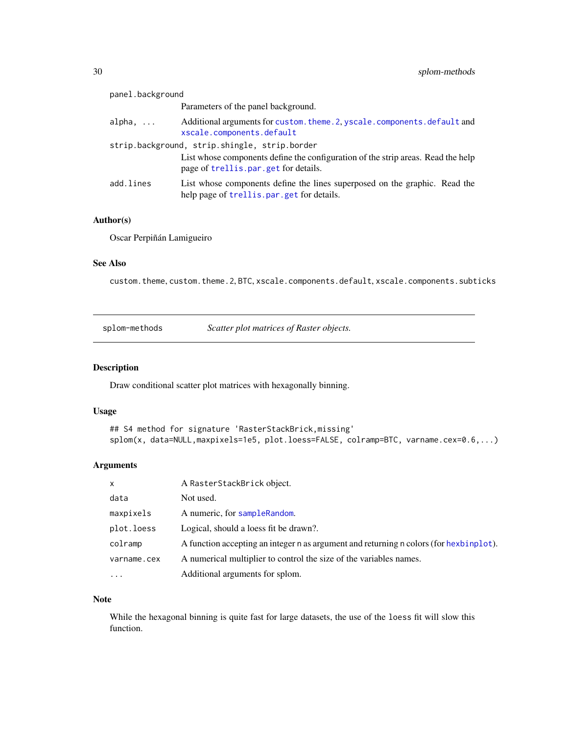| | |
|---|---|
| panel.background | Parameters of the panel background. |
| alpha, ... | Additional arguments for custom.theme.2, yscale.components.default and xscale.components.default |
| strip.background, strip.shingle, strip.border | List whose components define the configuration of the strip areas. Read the help page of trellis.par.get for details. |
| add.lines | List whose components define the lines superposed on the graphic. Read the help page of trellis.par.get for details. |

### Author(s)

Oscar Perpiñán Lamigueiro

### See Also

custom.theme, custom.theme.2, BTC, xscale.components.default, xscale.components.subticks

---

## splom-methods — *Scatter plot matrices of Raster objects.*

---

### Description

Draw conditional scatter plot matrices with hexagonally binning.

### Usage

```
## S4 method for signature 'RasterStackBrick,missing'
splom(x, data=NULL,maxpixels=1e5, plot.loess=FALSE, colramp=BTC, varname.cex=0.6,...)
```

### Arguments

| | |
|---|---|
| x | A RasterStackBrick object. |
| data | Not used. |
| maxpixels | A numeric, for sampleRandom. |
| plot.loess | Logical, should a loess fit be drawn?. |
| colramp | A function accepting an integer n as argument and returning n colors (for hexbinplot). |
| varname.cex | A numerical multiplier to control the size of the variables names. |
| ... | Additional arguments for splom. |

### Note

While the hexagonal binning is quite fast for large datasets, the use of the loess fit will slow this function.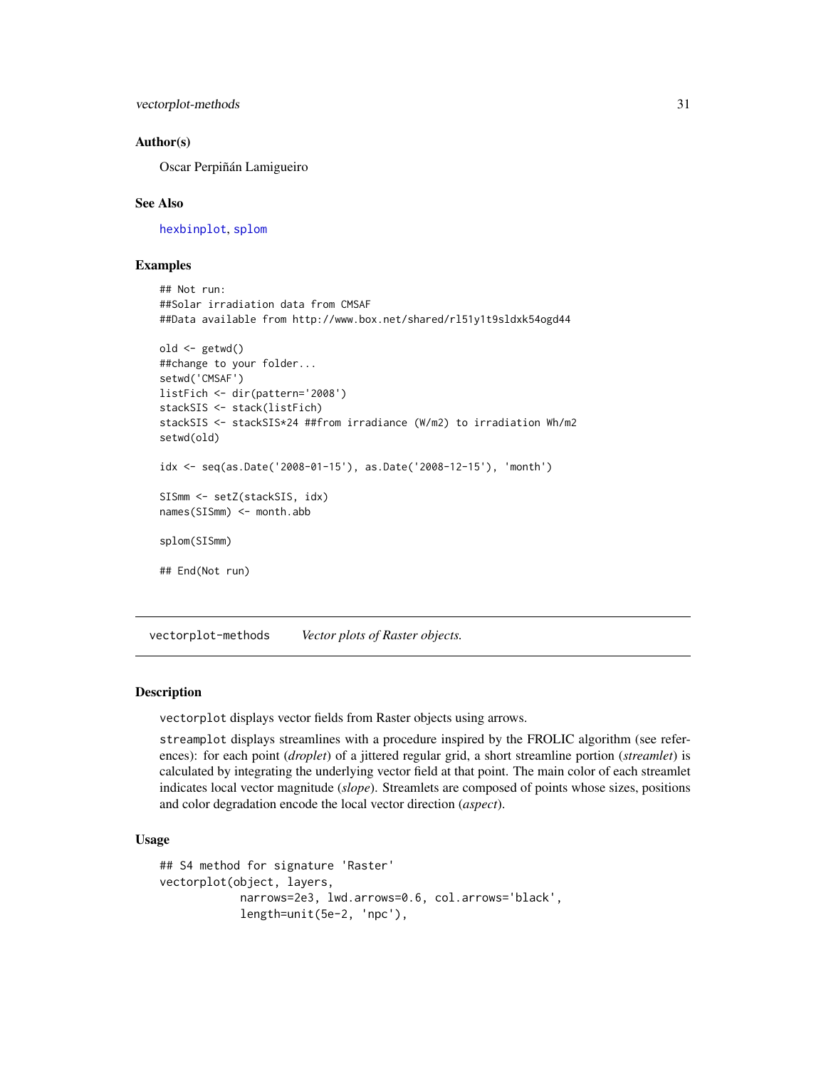### Author(s)

Oscar Perpiñán Lamigueiro

### See Also

hexbinplot, splom

### Examples

```
## Not run:
##Solar irradiation data from CMSAF
##Data available from http://www.box.net/shared/rl51y1t9sldxk54ogd44

old <- getwd()
##change to your folder...
setwd('CMSAF')
listFich <- dir(pattern='2008')
stackSIS <- stack(listFich)
stackSIS <- stackSIS*24 ##from irradiance (W/m2) to irradiation Wh/m2
setwd(old)

idx <- seq(as.Date('2008-01-15'), as.Date('2008-12-15'), 'month')

SISmm <- setZ(stackSIS, idx)
names(SISmm) <- month.abb

splom(SISmm)

## End(Not run)
```

---

## vectorplot-methods *Vector plots of Raster objects.*

---

### Description

`vectorplot` displays vector fields from Raster objects using arrows.

`streamplot` displays streamlines with a procedure inspired by the FROLIC algorithm (see references): for each point (*droplet*) of a jittered regular grid, a short streamline portion (*streamlet*) is calculated by integrating the underlying vector field at that point. The main color of each streamlet indicates local vector magnitude (*slope*). Streamlets are composed of points whose sizes, positions and color degradation encode the local vector direction (*aspect*).

### Usage

```
## S4 method for signature 'Raster'
vectorplot(object, layers,
           narrows=2e3, lwd.arrows=0.6, col.arrows='black',
           length=unit(5e-2, 'npc'),
```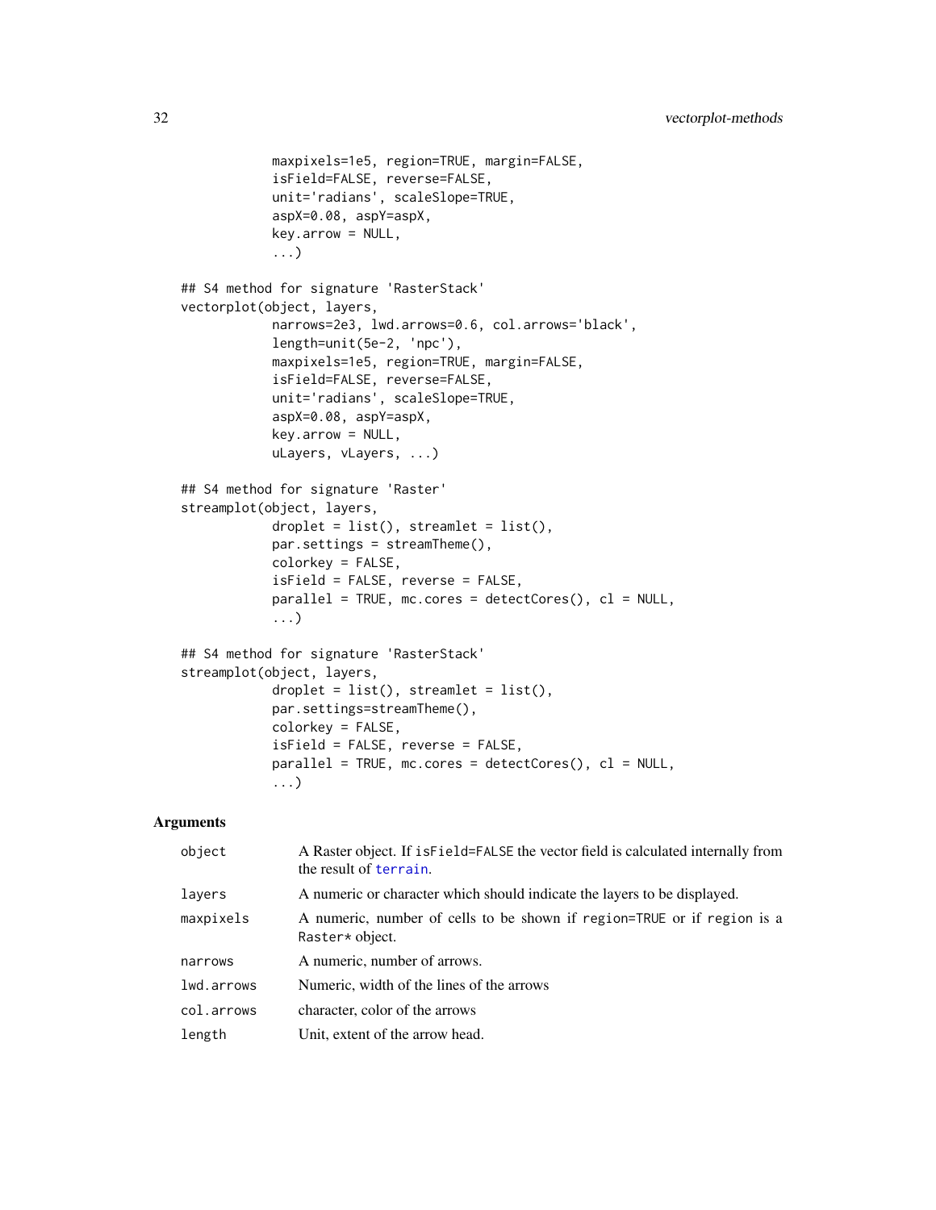```
            maxpixels=1e5, region=TRUE, margin=FALSE,
            isField=FALSE, reverse=FALSE,
            unit='radians', scaleSlope=TRUE,
            aspX=0.08, aspY=aspX,
            key.arrow = NULL,
            ...)

## S4 method for signature 'RasterStack'
vectorplot(object, layers,
            narrows=2e3, lwd.arrows=0.6, col.arrows='black',
            length=unit(5e-2, 'npc'),
            maxpixels=1e5, region=TRUE, margin=FALSE,
            isField=FALSE, reverse=FALSE,
            unit='radians', scaleSlope=TRUE,
            aspX=0.08, aspY=aspX,
            key.arrow = NULL,
            uLayers, vLayers, ...)

## S4 method for signature 'Raster'
streamplot(object, layers,
            droplet = list(), streamlet = list(),
            par.settings = streamTheme(),
            colorkey = FALSE,
            isField = FALSE, reverse = FALSE,
            parallel = TRUE, mc.cores = detectCores(), cl = NULL,
            ...)

## S4 method for signature 'RasterStack'
streamplot(object, layers,
            droplet = list(), streamlet = list(),
            par.settings=streamTheme(),
            colorkey = FALSE,
            isField = FALSE, reverse = FALSE,
            parallel = TRUE, mc.cores = detectCores(), cl = NULL,
            ...)
```

## Arguments

| | |
|---|---|
| `object` | A Raster object. If `isField=FALSE` the vector field is calculated internally from the result of `terrain`. |
| `layers` | A numeric or character which should indicate the layers to be displayed. |
| `maxpixels` | A numeric, number of cells to be shown if `region=TRUE` or if `region` is a `Raster*` object. |
| `narrows` | A numeric, number of arrows. |
| `lwd.arrows` | Numeric, width of the lines of the arrows |
| `col.arrows` | character, color of the arrows |
| `length` | Unit, extent of the arrow head. |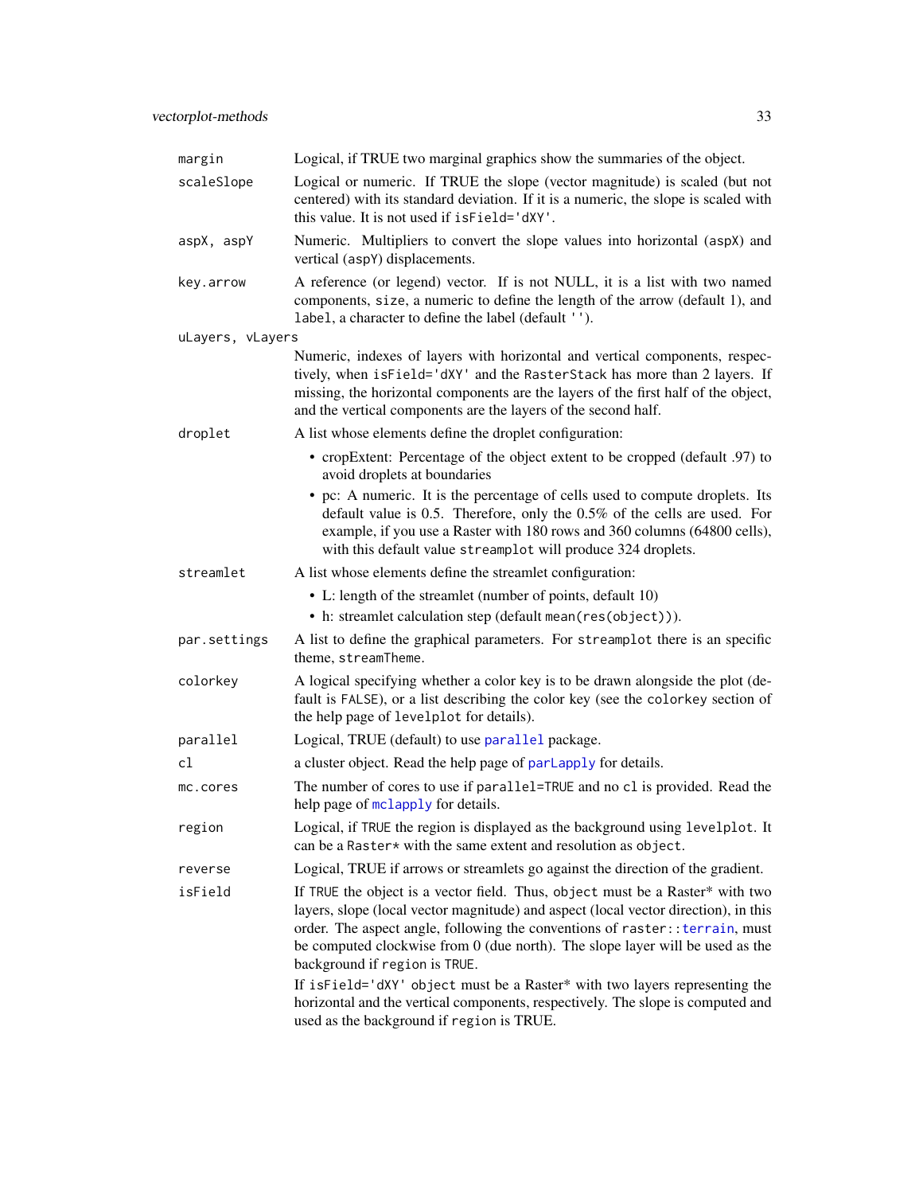| | |
|---|---|
| `margin` | Logical, if TRUE two marginal graphics show the summaries of the object. |
| `scaleSlope` | Logical or numeric. If TRUE the slope (vector magnitude) is scaled (but not centered) with its standard deviation. If it is a numeric, the slope is scaled with this value. It is not used if `isField='dXY'`. |
| `aspX, aspY` | Numeric. Multipliers to convert the slope values into horizontal (`aspX`) and vertical (`aspY`) displacements. |
| `key.arrow` | A reference (or legend) vector. If is not NULL, it is a list with two named components, `size`, a numeric to define the length of the arrow (default 1), and `label`, a character to define the label (default `''`). |
| `uLayers, vLayers` | Numeric, indexes of layers with horizontal and vertical components, respectively, when `isField='dXY'` and the `RasterStack` has more than 2 layers. If missing, the horizontal components are the layers of the first half of the object, and the vertical components are the layers of the second half. |
| `droplet` | A list whose elements define the droplet configuration:<br>• cropExtent: Percentage of the object extent to be cropped (default .97) to avoid droplets at boundaries<br>• pc: A numeric. It is the percentage of cells used to compute droplets. Its default value is 0.5. Therefore, only the 0.5% of the cells are used. For example, if you use a Raster with 180 rows and 360 columns (64800 cells), with this default value `streamplot` will produce 324 droplets. |
| `streamlet` | A list whose elements define the streamlet configuration:<br>• L: length of the streamlet (number of points, default 10)<br>• h: streamlet calculation step (default `mean(res(object))`). |
| `par.settings` | A list to define the graphical parameters. For `streamplot` there is an specific theme, `streamTheme`. |
| `colorkey` | A logical specifying whether a color key is to be drawn alongside the plot (default is `FALSE`), or a list describing the color key (see the `colorkey` section of the help page of `levelplot` for details). |
| `parallel` | Logical, TRUE (default) to use `parallel` package. |
| `cl` | a cluster object. Read the help page of `parLapply` for details. |
| `mc.cores` | The number of cores to use if `parallel=TRUE` and no `cl` is provided. Read the help page of `mclapply` for details. |
| `region` | Logical, if `TRUE` the region is displayed as the background using `levelplot`. It can be a `Raster*` with the same extent and resolution as `object`. |
| `reverse` | Logical, TRUE if arrows or streamlets go against the direction of the gradient. |
| `isField` | If `TRUE` the object is a vector field. Thus, `object` must be a Raster* with two layers, slope (local vector magnitude) and aspect (local vector direction), in this order. The aspect angle, following the conventions of `raster::terrain`, must be computed clockwise from 0 (due north). The slope layer will be used as the background if `region` is `TRUE`.<br><br>If `isField='dXY' object` must be a Raster* with two layers representing the horizontal and the vertical components, respectively. The slope is computed and used as the background if `region` is TRUE. |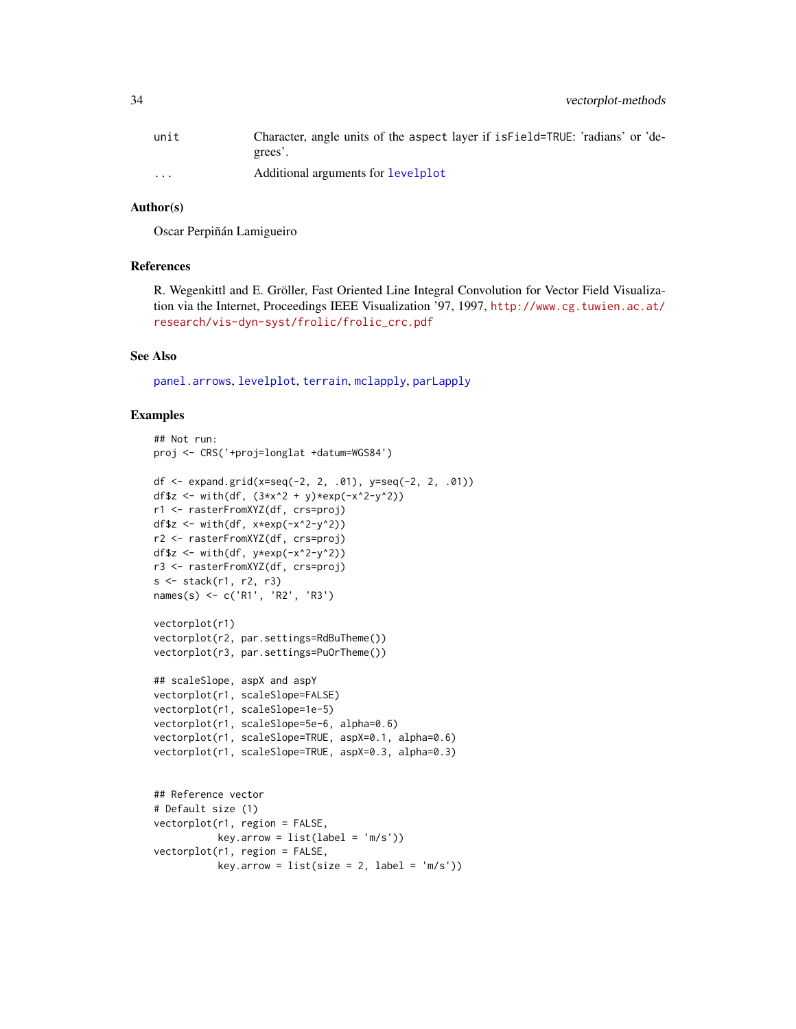| | |
|---|---|
| unit | Character, angle units of the aspect layer if isField=TRUE: 'radians' or 'degrees'. |
| ... | Additional arguments for levelplot |

## Author(s)

Oscar Perpiñán Lamigueiro

## References

R. Wegenkittl and E. Gröller, Fast Oriented Line Integral Convolution for Vector Field Visualization via the Internet, Proceedings IEEE Visualization '97, 1997, http://www.cg.tuwien.ac.at/research/vis-dyn-syst/frolic/frolic_crc.pdf

## See Also

panel.arrows, levelplot, terrain, mclapply, parLapply

## Examples

```
## Not run:
proj <- CRS('+proj=longlat +datum=WGS84')

df <- expand.grid(x=seq(-2, 2, .01), y=seq(-2, 2, .01))
df$z <- with(df, (3*x^2 + y)*exp(-x^2-y^2))
r1 <- rasterFromXYZ(df, crs=proj)
df$z <- with(df, x*exp(-x^2-y^2))
r2 <- rasterFromXYZ(df, crs=proj)
df$z <- with(df, y*exp(-x^2-y^2))
r3 <- rasterFromXYZ(df, crs=proj)
s <- stack(r1, r2, r3)
names(s) <- c('R1', 'R2', 'R3')

vectorplot(r1)
vectorplot(r2, par.settings=RdBuTheme())
vectorplot(r3, par.settings=PuOrTheme())

## scaleSlope, aspX and aspY
vectorplot(r1, scaleSlope=FALSE)
vectorplot(r1, scaleSlope=1e-5)
vectorplot(r1, scaleSlope=5e-6, alpha=0.6)
vectorplot(r1, scaleSlope=TRUE, aspX=0.1, alpha=0.6)
vectorplot(r1, scaleSlope=TRUE, aspX=0.3, alpha=0.3)


## Reference vector
# Default size (1)
vectorplot(r1, region = FALSE,
           key.arrow = list(label = 'm/s'))
vectorplot(r1, region = FALSE,
           key.arrow = list(size = 2, label = 'm/s'))
```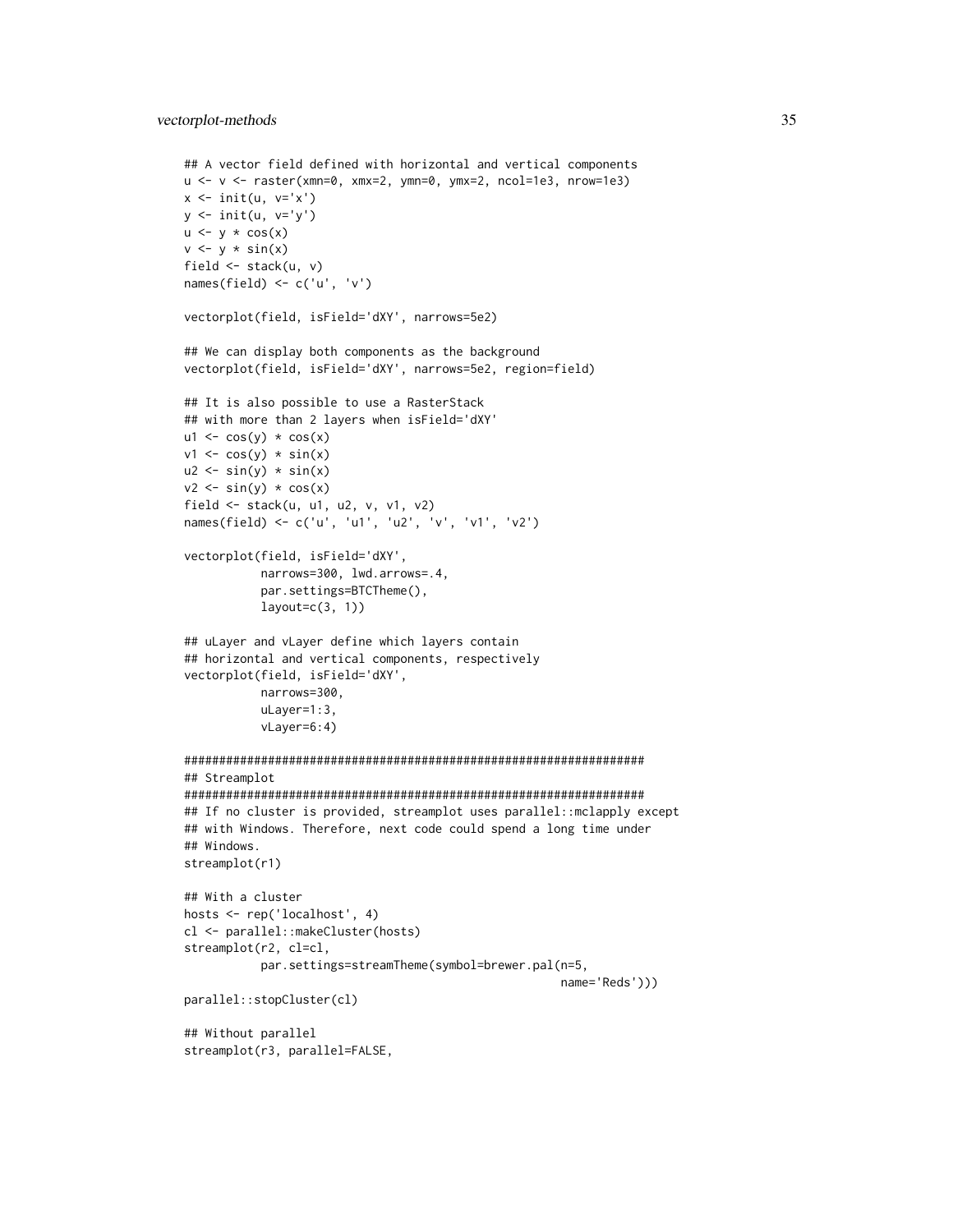```
## A vector field defined with horizontal and vertical components
u <- v <- raster(xmn=0, xmx=2, ymn=0, ymx=2, ncol=1e3, nrow=1e3)
x <- init(u, v='x')
y <- init(u, v='y')
u <- y * cos(x)
v <- y * sin(x)
field <- stack(u, v)
names(field) <- c('u', 'v')

vectorplot(field, isField='dXY', narrows=5e2)

## We can display both components as the background
vectorplot(field, isField='dXY', narrows=5e2, region=field)

## It is also possible to use a RasterStack
## with more than 2 layers when isField='dXY'
u1 <- cos(y) * cos(x)
v1 <- cos(y) * sin(x)
u2 <- sin(y) * sin(x)
v2 <- sin(y) * cos(x)
field <- stack(u, u1, u2, v, v1, v2)
names(field) <- c('u', 'u1', 'u2', 'v', 'v1', 'v2')

vectorplot(field, isField='dXY',
           narrows=300, lwd.arrows=.4,
           par.settings=BTCTheme(),
           layout=c(3, 1))

## uLayer and vLayer define which layers contain
## horizontal and vertical components, respectively
vectorplot(field, isField='dXY',
           narrows=300,
           uLayer=1:3,
           vLayer=6:4)

##################################################################
## Streamplot
##################################################################
## If no cluster is provided, streamplot uses parallel::mclapply except
## with Windows. Therefore, next code could spend a long time under
## Windows.
streamplot(r1)

## With a cluster
hosts <- rep('localhost', 4)
cl <- parallel::makeCluster(hosts)
streamplot(r2, cl=cl,
           par.settings=streamTheme(symbol=brewer.pal(n=5,
                                                      name='Reds')))
parallel::stopCluster(cl)

## Without parallel
streamplot(r3, parallel=FALSE,
```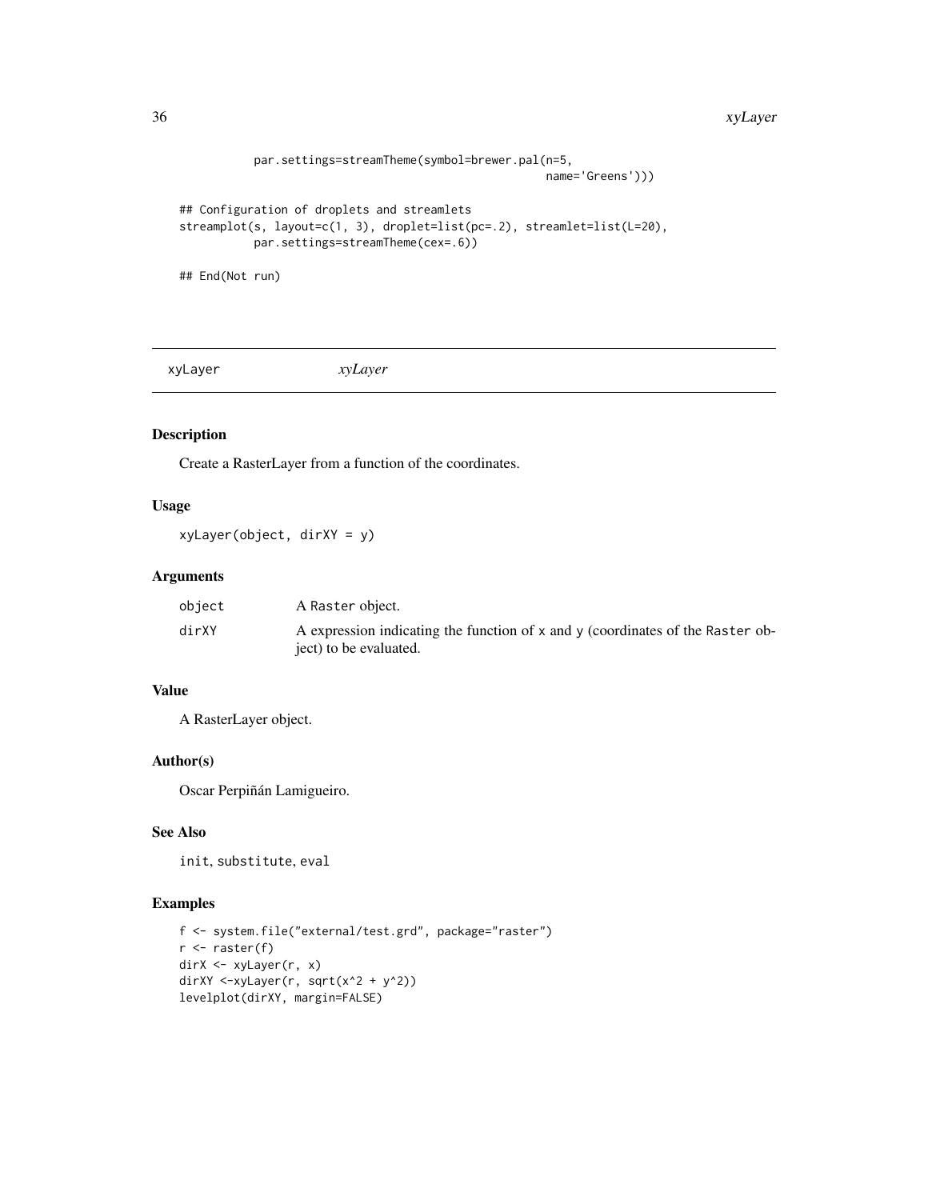```
            par.settings=streamTheme(symbol=brewer.pal(n=5,
                                                    name='Greens')))

## Configuration of droplets and streamlets
streamplot(s, layout=c(1, 3), droplet=list(pc=.2), streamlet=list(L=20),
           par.settings=streamTheme(cex=.6))

## End(Not run)
```

---

xyLayer *xyLayer*

---

## Description

Create a RasterLayer from a function of the coordinates.

## Usage

```
xyLayer(object, dirXY = y)
```

## Arguments

| | |
|---|---|
| object | A Raster object. |
| dirXY | A expression indicating the function of x and y (coordinates of the Raster object) to be evaluated. |

## Value

A RasterLayer object.

## Author(s)

Oscar Perpiñán Lamigueiro.

## See Also

init, substitute, eval

## Examples

```
f <- system.file("external/test.grd", package="raster")
r <- raster(f)
dirX <- xyLayer(r, x)
dirXY <-xyLayer(r, sqrt(x^2 + y^2))
levelplot(dirXY, margin=FALSE)
```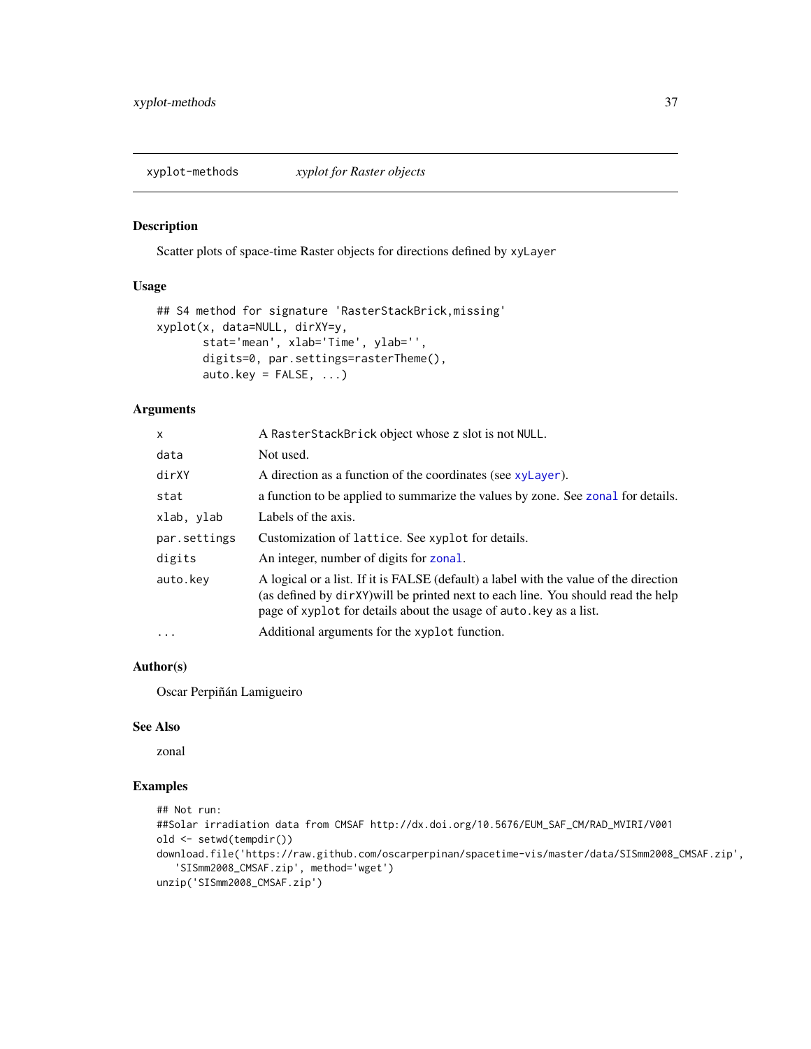## xyplot-methods — *xyplot for Raster objects*

### Description

Scatter plots of space-time Raster objects for directions defined by `xyLayer`

### Usage

```
## S4 method for signature 'RasterStackBrick,missing'
xyplot(x, data=NULL, dirXY=y,
       stat='mean', xlab='Time', ylab='',
       digits=0, par.settings=rasterTheme(),
       auto.key = FALSE, ...)
```

### Arguments

| | |
|---|---|
| `x` | A `RasterStackBrick` object whose `z` slot is not `NULL`. |
| `data` | Not used. |
| `dirXY` | A direction as a function of the coordinates (see `xyLayer`). |
| `stat` | a function to be applied to summarize the values by zone. See `zonal` for details. |
| `xlab, ylab` | Labels of the axis. |
| `par.settings` | Customization of `lattice`. See `xyplot` for details. |
| `digits` | An integer, number of digits for `zonal`. |
| `auto.key` | A logical or a list. If it is FALSE (default) a label with the value of the direction (as defined by `dirXY`)will be printed next to each line. You should read the help page of `xyplot` for details about the usage of `auto.key` as a list. |
| `...` | Additional arguments for the `xyplot` function. |

### Author(s)

Oscar Perpiñán Lamigueiro

### See Also

zonal

### Examples

```
## Not run:
##Solar irradiation data from CMSAF http://dx.doi.org/10.5676/EUM_SAF_CM/RAD_MVIRI/V001
old <- setwd(tempdir())
download.file('https://raw.github.com/oscarperpinan/spacetime-vis/master/data/SISmm2008_CMSAF.zip',
   'SISmm2008_CMSAF.zip', method='wget')
unzip('SISmm2008_CMSAF.zip')
```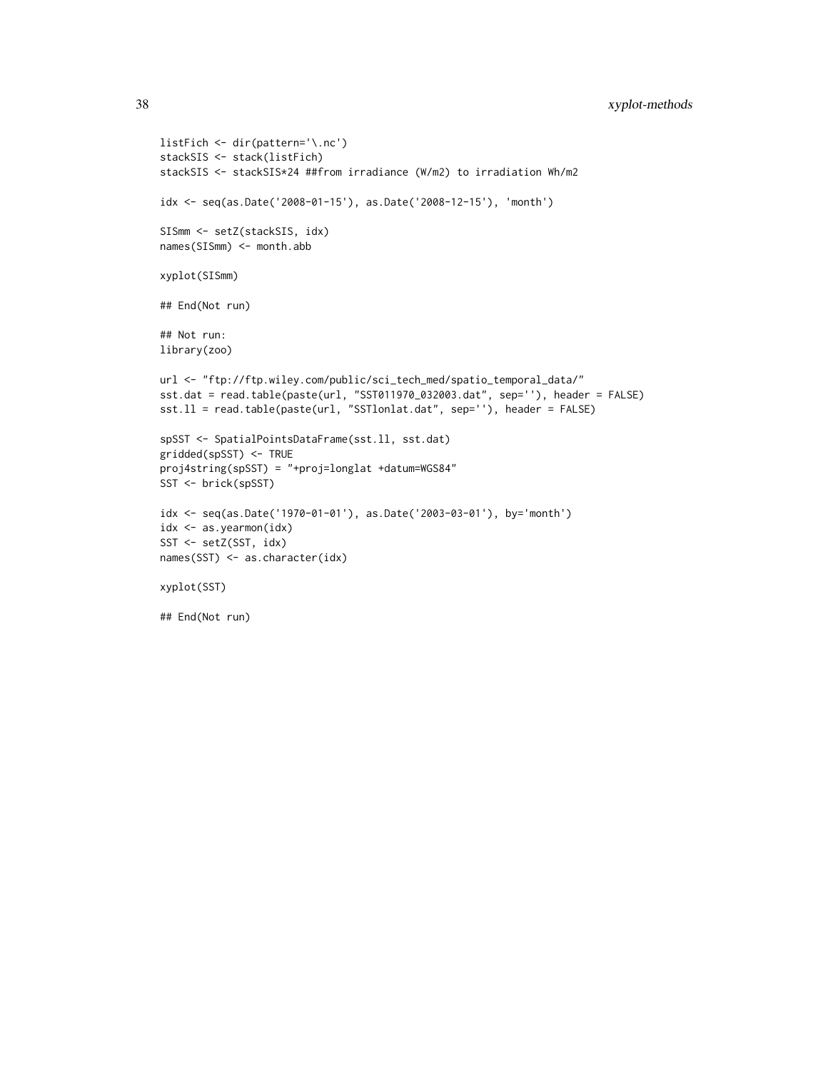```
listFich <- dir(pattern='\.nc')
stackSIS <- stack(listFich)
stackSIS <- stackSIS*24 ##from irradiance (W/m2) to irradiation Wh/m2

idx <- seq(as.Date('2008-01-15'), as.Date('2008-12-15'), 'month')

SISmm <- setZ(stackSIS, idx)
names(SISmm) <- month.abb

xyplot(SISmm)

## End(Not run)

## Not run:
library(zoo)

url <- "ftp://ftp.wiley.com/public/sci_tech_med/spatio_temporal_data/"
sst.dat = read.table(paste(url, "SST011970_032003.dat", sep=''), header = FALSE)
sst.ll = read.table(paste(url, "SSTlonlat.dat", sep=''), header = FALSE)

spSST <- SpatialPointsDataFrame(sst.ll, sst.dat)
gridded(spSST) <- TRUE
proj4string(spSST) = "+proj=longlat +datum=WGS84"
SST <- brick(spSST)

idx <- seq(as.Date('1970-01-01'), as.Date('2003-03-01'), by='month')
idx <- as.yearmon(idx)
SST <- setZ(SST, idx)
names(SST) <- as.character(idx)

xyplot(SST)

## End(Not run)
```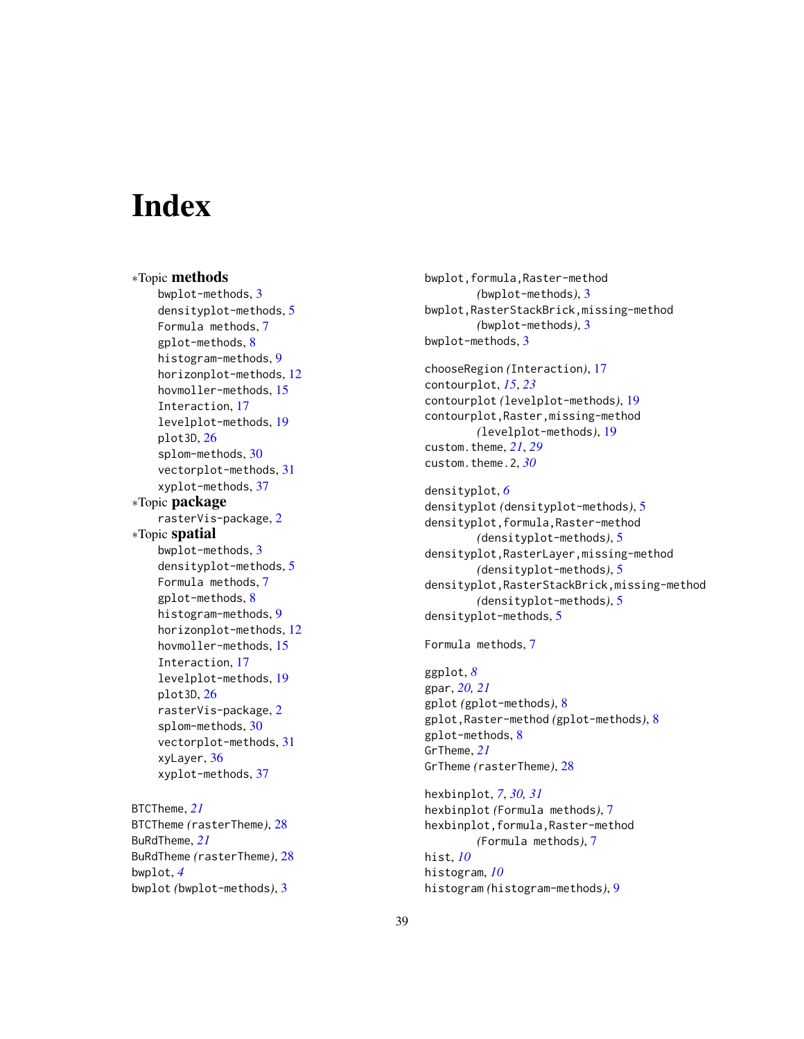# Index

∗Topic **methods**
- bwplot-methods, 3
- densityplot-methods, 5
- Formula methods, 7
- gplot-methods, 8
- histogram-methods, 9
- horizonplot-methods, 12
- hovmoller-methods, 15
- Interaction, 17
- levelplot-methods, 19
- plot3D, 26
- splom-methods, 30
- vectorplot-methods, 31
- xyplot-methods, 37

∗Topic **package**
- rasterVis-package, 2

∗Topic **spatial**
- bwplot-methods, 3
- densityplot-methods, 5
- Formula methods, 7
- gplot-methods, 8
- histogram-methods, 9
- horizonplot-methods, 12
- hovmoller-methods, 15
- Interaction, 17
- levelplot-methods, 19
- plot3D, 26
- rasterVis-package, 2
- splom-methods, 30
- vectorplot-methods, 31
- xyLayer, 36
- xyplot-methods, 37

BTCTheme, *21*
BTCTheme *(*rasterTheme*)*, 28
BuRdTheme, *21*
BuRdTheme *(*rasterTheme*)*, 28
bwplot, *4*
bwplot *(*bwplot-methods*)*, 3
bwplot,formula,Raster-method *(*bwplot-methods*)*, 3
bwplot,RasterStackBrick,missing-method *(*bwplot-methods*)*, 3
bwplot-methods, 3

chooseRegion *(*Interaction*)*, 17
contourplot, *15*, *23*
contourplot *(*levelplot-methods*)*, 19
contourplot,Raster,missing-method *(*levelplot-methods*)*, 19
custom.theme, *21*, *29*
custom.theme.2, *30*

densityplot, *6*
densityplot *(*densityplot-methods*)*, 5
densityplot,formula,Raster-method *(*densityplot-methods*)*, 5
densityplot,RasterLayer,missing-method *(*densityplot-methods*)*, 5
densityplot,RasterStackBrick,missing-method *(*densityplot-methods*)*, 5
densityplot-methods, 5

Formula methods, 7

ggplot, *8*
gpar, *20*, *21*
gplot *(*gplot-methods*)*, 8
gplot,Raster-method *(*gplot-methods*)*, 8
gplot-methods, 8
GrTheme, *21*
GrTheme *(*rasterTheme*)*, 28

hexbinplot, *7*, *30*, *31*
hexbinplot *(*Formula methods*)*, 7
hexbinplot,formula,Raster-method *(*Formula methods*)*, 7
hist, *10*
histogram, *10*
histogram *(*histogram-methods*)*, 9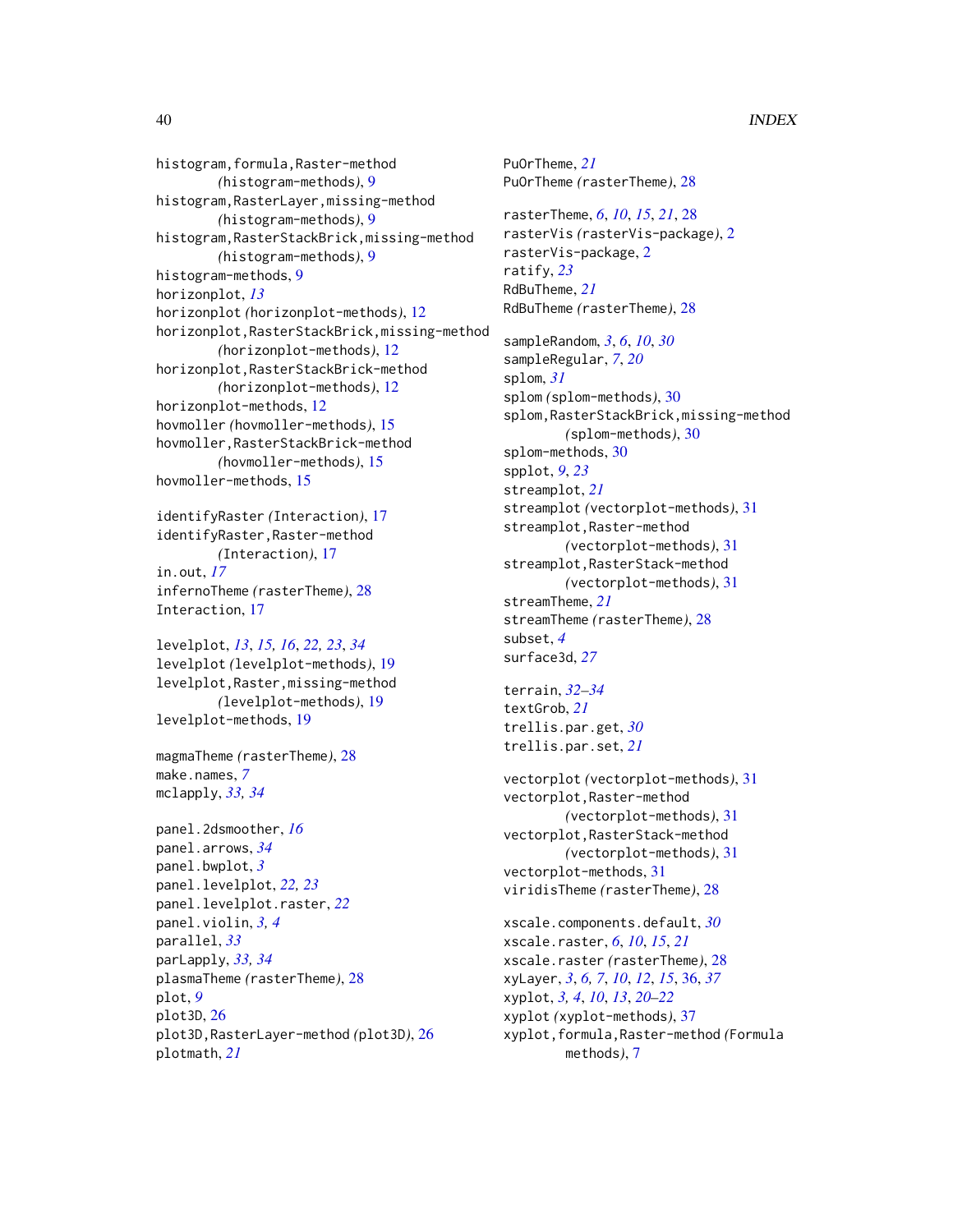histogram,formula,Raster-method
  *(*histogram-methods*)*, 9
histogram,RasterLayer,missing-method
  *(*histogram-methods*)*, 9
histogram,RasterStackBrick,missing-method
  *(*histogram-methods*)*, 9
histogram-methods, 9
horizonplot, *13*
horizonplot *(*horizonplot-methods*)*, 12
horizonplot,RasterStackBrick,missing-method
  *(*horizonplot-methods*)*, 12
horizonplot,RasterStackBrick-method
  *(*horizonplot-methods*)*, 12
horizonplot-methods, 12
hovmoller *(*hovmoller-methods*)*, 15
hovmoller,RasterStackBrick-method
  *(*hovmoller-methods*)*, 15
hovmoller-methods, 15

identifyRaster *(*Interaction*)*, 17
identifyRaster,Raster-method
  *(*Interaction*)*, 17
in.out, *17*
infernoTheme *(*rasterTheme*)*, 28
Interaction, 17

levelplot, *13*, *15, 16*, *22, 23*, *34*
levelplot *(*levelplot-methods*)*, 19
levelplot,Raster,missing-method
  *(*levelplot-methods*)*, 19
levelplot-methods, 19

magmaTheme *(*rasterTheme*)*, 28
make.names, *7*
mclapply, *33, 34*

panel.2dsmoother, *16*
panel.arrows, *34*
panel.bwplot, *3*
panel.levelplot, *22, 23*
panel.levelplot.raster, *22*
panel.violin, *3, 4*
parallel, *33*
parLapply, *33, 34*
plasmaTheme *(*rasterTheme*)*, 28
plot, *9*
plot3D, 26
plot3D,RasterLayer-method *(*plot3D*)*, 26
plotmath, *21*

PuOrTheme, *21*
PuOrTheme *(*rasterTheme*)*, 28

rasterTheme, *6*, *10*, *15*, *21*, 28
rasterVis *(*rasterVis-package*)*, 2
rasterVis-package, 2
ratify, *23*
RdBuTheme, *21*
RdBuTheme *(*rasterTheme*)*, 28

sampleRandom, *3*, *6*, *10*, *30*
sampleRegular, *7*, *20*
splom, *31*
splom *(*splom-methods*)*, 30
splom,RasterStackBrick,missing-method
  *(*splom-methods*)*, 30
splom-methods, 30
spplot, *9*, *23*
streamplot, *21*
streamplot *(*vectorplot-methods*)*, 31
streamplot,Raster-method
  *(*vectorplot-methods*)*, 31
streamplot,RasterStack-method
  *(*vectorplot-methods*)*, 31
streamTheme, *21*
streamTheme *(*rasterTheme*)*, 28
subset, *4*
surface3d, *27*

terrain, *32–34*
textGrob, *21*
trellis.par.get, *30*
trellis.par.set, *21*

vectorplot *(*vectorplot-methods*)*, 31
vectorplot,Raster-method
  *(*vectorplot-methods*)*, 31
vectorplot,RasterStack-method
  *(*vectorplot-methods*)*, 31
vectorplot-methods, 31
viridisTheme *(*rasterTheme*)*, 28

xscale.components.default, *30*
xscale.raster, *6*, *10*, *15*, *21*
xscale.raster *(*rasterTheme*)*, 28
xyLayer, *3*, *6, 7*, *10*, *12*, *15*, 36, *37*
xyplot, *3, 4*, *10*, *13*, *20–22*
xyplot *(*xyplot-methods*)*, 37
xyplot,formula,Raster-method *(*Formula methods*)*, 7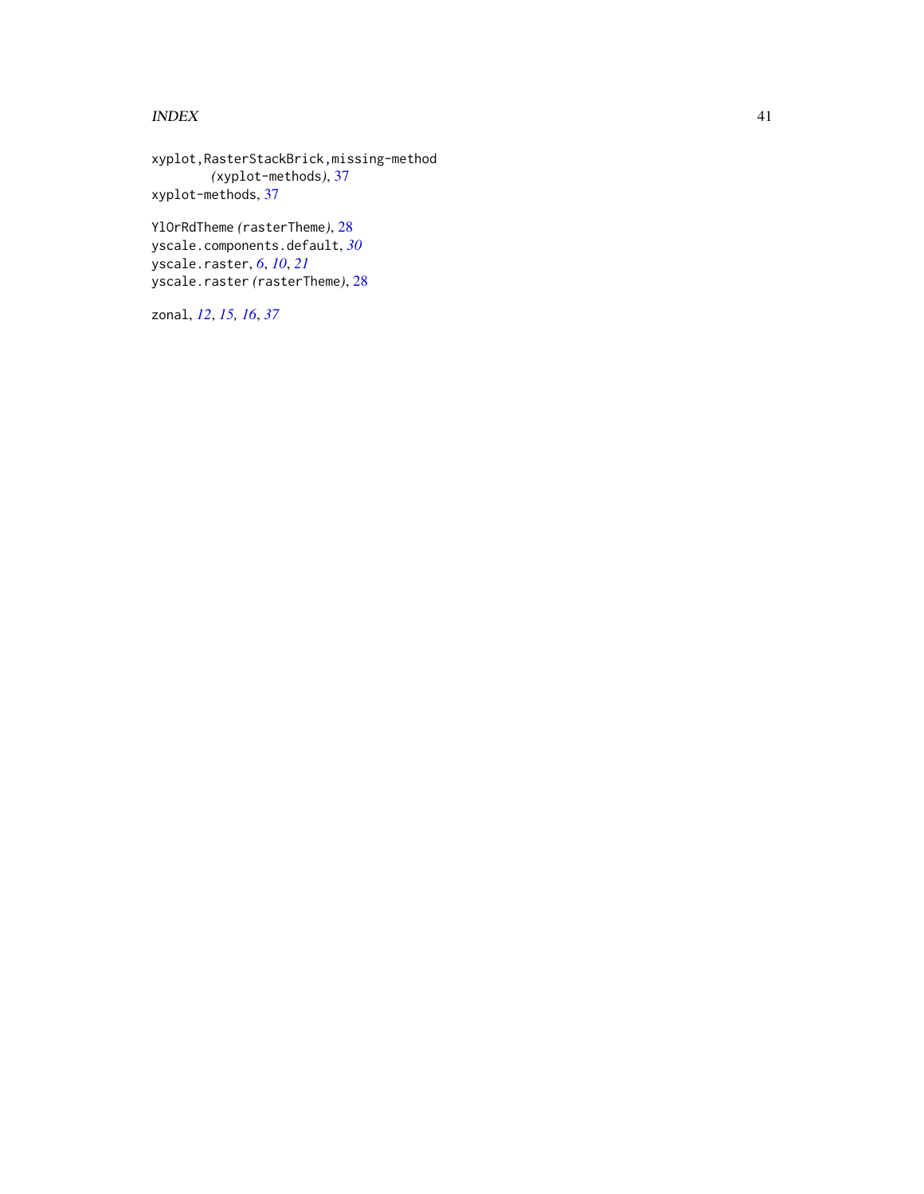xyplot,RasterStackBrick,missing-method
 (xyplot-methods), 37
xyplot-methods, 37

YlOrRdTheme (rasterTheme), 28
yscale.components.default, *30*
yscale.raster, *6*, *10*, *21*
yscale.raster (rasterTheme), 28

zonal, *12*, *15, 16*, *37*